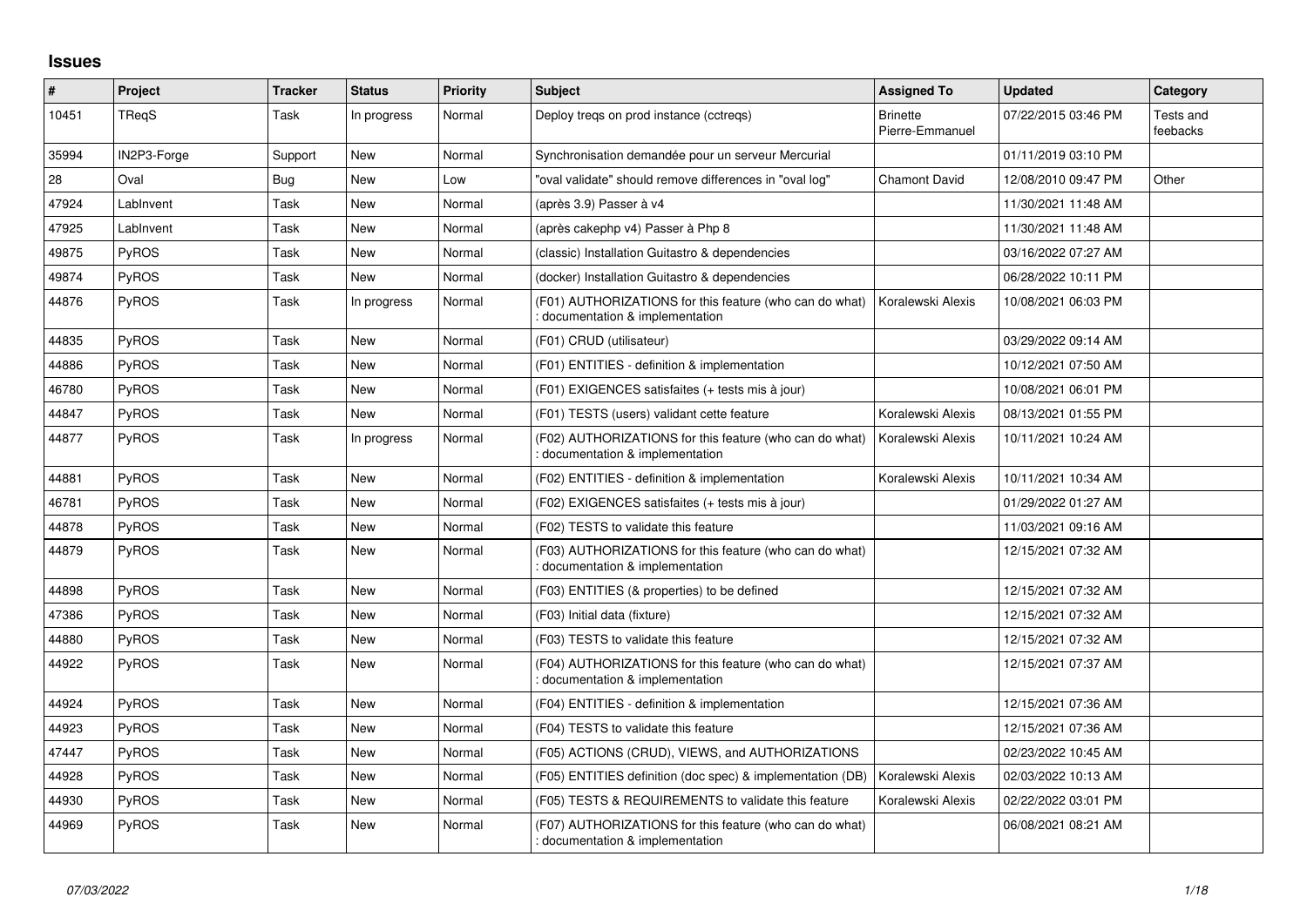## Issues

| # | Project | Tracker | Status | Priority | Subject | Assigned To | Updated | Category |
|---|---|---|---|---|---|---|---|---|
| 10451 | TReqS | Task | In progress | Normal | Deploy treqs on prod instance (cctreqs) | Brinette Pierre-Emmanuel | 07/22/2015 03:46 PM | Tests and feebacks |
| 35994 | IN2P3-Forge | Support | New | Normal | Synchronisation demandée pour un serveur Mercurial | | 01/11/2019 03:10 PM | |
| 28 | Oval | Bug | New | Low | "oval validate" should remove differences in "oval log" | Chamont David | 12/08/2010 09:47 PM | Other |
| 47924 | LabInvent | Task | New | Normal | (après 3.9) Passer à v4 | | 11/30/2021 11:48 AM | |
| 47925 | LabInvent | Task | New | Normal | (après cakephp v4) Passer à Php 8 | | 11/30/2021 11:48 AM | |
| 49875 | PyROS | Task | New | Normal | (classic) Installation Guitastro & dependencies | | 03/16/2022 07:27 AM | |
| 49874 | PyROS | Task | New | Normal | (docker) Installation Guitastro & dependencies | | 06/28/2022 10:11 PM | |
| 44876 | PyROS | Task | In progress | Normal | (F01) AUTHORIZATIONS for this feature (who can do what) : documentation & implementation | Koralewski Alexis | 10/08/2021 06:03 PM | |
| 44835 | PyROS | Task | New | Normal | (F01) CRUD (utilisateur) | | 03/29/2022 09:14 AM | |
| 44886 | PyROS | Task | New | Normal | (F01) ENTITIES - definition & implementation | | 10/12/2021 07:50 AM | |
| 46780 | PyROS | Task | New | Normal | (F01) EXIGENCES satisfaites (+ tests mis à jour) | | 10/08/2021 06:01 PM | |
| 44847 | PyROS | Task | New | Normal | (F01) TESTS (users) validant cette feature | Koralewski Alexis | 08/13/2021 01:55 PM | |
| 44877 | PyROS | Task | In progress | Normal | (F02) AUTHORIZATIONS for this feature (who can do what) : documentation & implementation | Koralewski Alexis | 10/11/2021 10:24 AM | |
| 44881 | PyROS | Task | New | Normal | (F02) ENTITIES - definition & implementation | Koralewski Alexis | 10/11/2021 10:34 AM | |
| 46781 | PyROS | Task | New | Normal | (F02) EXIGENCES satisfaites (+ tests mis à jour) | | 01/29/2022 01:27 AM | |
| 44878 | PyROS | Task | New | Normal | (F02) TESTS to validate this feature | | 11/03/2021 09:16 AM | |
| 44879 | PyROS | Task | New | Normal | (F03) AUTHORIZATIONS for this feature (who can do what) : documentation & implementation | | 12/15/2021 07:32 AM | |
| 44898 | PyROS | Task | New | Normal | (F03) ENTITIES (& properties) to be defined | | 12/15/2021 07:32 AM | |
| 47386 | PyROS | Task | New | Normal | (F03) Initial data (fixture) | | 12/15/2021 07:32 AM | |
| 44880 | PyROS | Task | New | Normal | (F03) TESTS to validate this feature | | 12/15/2021 07:32 AM | |
| 44922 | PyROS | Task | New | Normal | (F04) AUTHORIZATIONS for this feature (who can do what) : documentation & implementation | | 12/15/2021 07:37 AM | |
| 44924 | PyROS | Task | New | Normal | (F04) ENTITIES - definition & implementation | | 12/15/2021 07:36 AM | |
| 44923 | PyROS | Task | New | Normal | (F04) TESTS to validate this feature | | 12/15/2021 07:36 AM | |
| 47447 | PyROS | Task | New | Normal | (F05) ACTIONS (CRUD), VIEWS, and AUTHORIZATIONS | | 02/23/2022 10:45 AM | |
| 44928 | PyROS | Task | New | Normal | (F05) ENTITIES definition (doc spec) & implementation (DB) | Koralewski Alexis | 02/03/2022 10:13 AM | |
| 44930 | PyROS | Task | New | Normal | (F05) TESTS & REQUIREMENTS to validate this feature | Koralewski Alexis | 02/22/2022 03:01 PM | |
| 44969 | PyROS | Task | New | Normal | (F07) AUTHORIZATIONS for this feature (who can do what) : documentation & implementation | | 06/08/2021 08:21 AM | |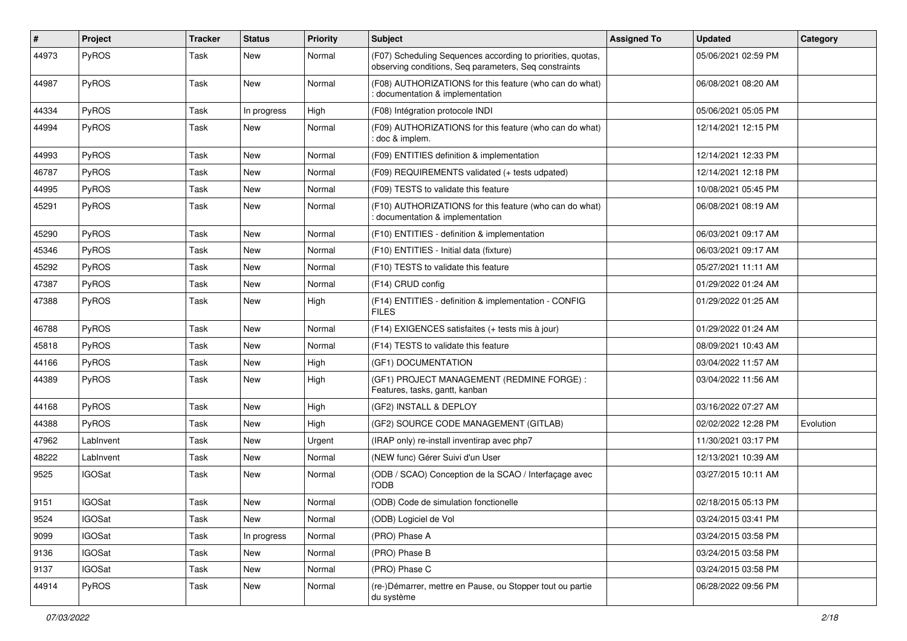| # | Project | Tracker | Status | Priority | Subject | Assigned To | Updated | Category |
|---|---|---|---|---|---|---|---|---|
| 44973 | PyROS | Task | New | Normal | (F07) Scheduling Sequences according to priorities, quotas, observing conditions, Seq parameters, Seq constraints | | 05/06/2021 02:59 PM | |
| 44987 | PyROS | Task | New | Normal | (F08) AUTHORIZATIONS for this feature (who can do what) : documentation & implementation | | 06/08/2021 08:20 AM | |
| 44334 | PyROS | Task | In progress | High | (F08) Intégration protocole INDI | | 05/06/2021 05:05 PM | |
| 44994 | PyROS | Task | New | Normal | (F09) AUTHORIZATIONS for this feature (who can do what) : doc & implem. | | 12/14/2021 12:15 PM | |
| 44993 | PyROS | Task | New | Normal | (F09) ENTITIES definition & implementation | | 12/14/2021 12:33 PM | |
| 46787 | PyROS | Task | New | Normal | (F09) REQUIREMENTS validated (+ tests udpated) | | 12/14/2021 12:18 PM | |
| 44995 | PyROS | Task | New | Normal | (F09) TESTS to validate this feature | | 10/08/2021 05:45 PM | |
| 45291 | PyROS | Task | New | Normal | (F10) AUTHORIZATIONS for this feature (who can do what) : documentation & implementation | | 06/08/2021 08:19 AM | |
| 45290 | PyROS | Task | New | Normal | (F10) ENTITIES - definition & implementation | | 06/03/2021 09:17 AM | |
| 45346 | PyROS | Task | New | Normal | (F10) ENTITIES - Initial data (fixture) | | 06/03/2021 09:17 AM | |
| 45292 | PyROS | Task | New | Normal | (F10) TESTS to validate this feature | | 05/27/2021 11:11 AM | |
| 47387 | PyROS | Task | New | Normal | (F14) CRUD config | | 01/29/2022 01:24 AM | |
| 47388 | PyROS | Task | New | High | (F14) ENTITIES - definition & implementation - CONFIG FILES | | 01/29/2022 01:25 AM | |
| 46788 | PyROS | Task | New | Normal | (F14) EXIGENCES satisfaites (+ tests mis à jour) | | 01/29/2022 01:24 AM | |
| 45818 | PyROS | Task | New | Normal | (F14) TESTS to validate this feature | | 08/09/2021 10:43 AM | |
| 44166 | PyROS | Task | New | High | (GF1) DOCUMENTATION | | 03/04/2022 11:57 AM | |
| 44389 | PyROS | Task | New | High | (GF1) PROJECT MANAGEMENT (REDMINE FORGE) : Features, tasks, gantt, kanban | | 03/04/2022 11:56 AM | |
| 44168 | PyROS | Task | New | High | (GF2) INSTALL & DEPLOY | | 03/16/2022 07:27 AM | |
| 44388 | PyROS | Task | New | High | (GF2) SOURCE CODE MANAGEMENT (GITLAB) | | 02/02/2022 12:28 PM | Evolution |
| 47962 | LabInvent | Task | New | Urgent | (IRAP only) re-install inventirap avec php7 | | 11/30/2021 03:17 PM | |
| 48222 | LabInvent | Task | New | Normal | (NEW func) Gérer Suivi d'un User | | 12/13/2021 10:39 AM | |
| 9525 | IGOSat | Task | New | Normal | (ODB / SCAO) Conception de la SCAO / Interfaçage avec l'ODB | | 03/27/2015 10:11 AM | |
| 9151 | IGOSat | Task | New | Normal | (ODB) Code de simulation fonctionelle | | 02/18/2015 05:13 PM | |
| 9524 | IGOSat | Task | New | Normal | (ODB) Logiciel de Vol | | 03/24/2015 03:41 PM | |
| 9099 | IGOSat | Task | In progress | Normal | (PRO) Phase A | | 03/24/2015 03:58 PM | |
| 9136 | IGOSat | Task | New | Normal | (PRO) Phase B | | 03/24/2015 03:58 PM | |
| 9137 | IGOSat | Task | New | Normal | (PRO) Phase C | | 03/24/2015 03:58 PM | |
| 44914 | PyROS | Task | New | Normal | (re-)Démarrer, mettre en Pause, ou Stopper tout ou partie du système | | 06/28/2022 09:56 PM | |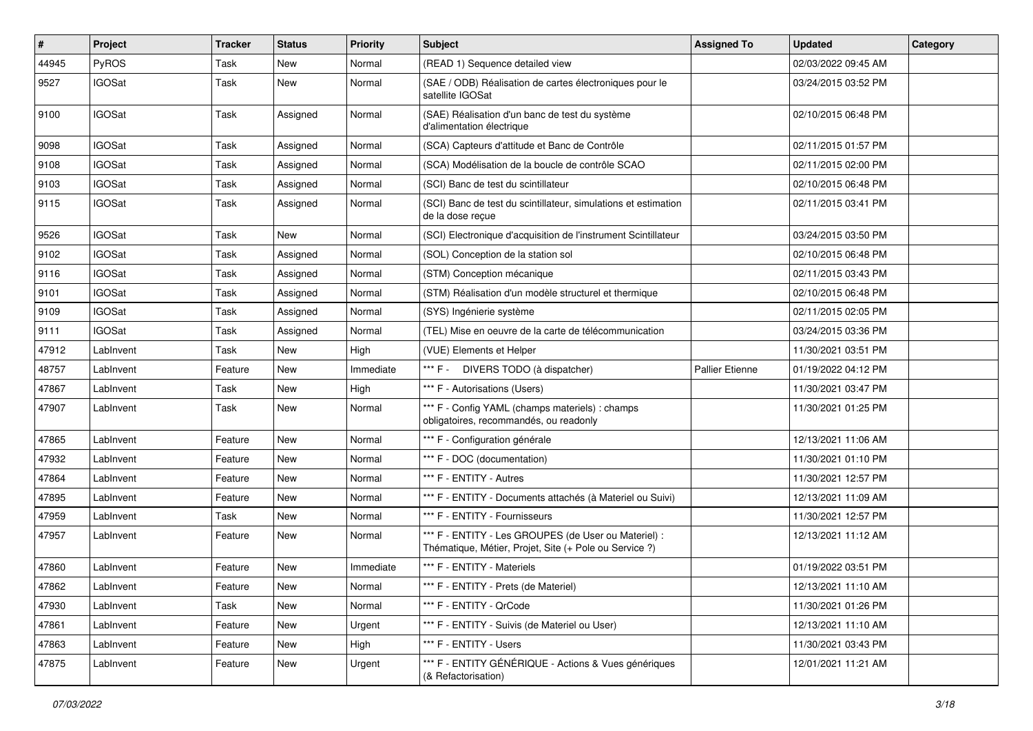| # | Project | Tracker | Status | Priority | Subject | Assigned To | Updated | Category |
|---|---|---|---|---|---|---|---|---|
| 44945 | PyROS | Task | New | Normal | (READ 1) Sequence detailed view | | 02/03/2022 09:45 AM | |
| 9527 | IGOSat | Task | New | Normal | (SAE / ODB) Réalisation de cartes électroniques pour le satellite IGOSat | | 03/24/2015 03:52 PM | |
| 9100 | IGOSat | Task | Assigned | Normal | (SAE) Réalisation d'un banc de test du système d'alimentation électrique | | 02/10/2015 06:48 PM | |
| 9098 | IGOSat | Task | Assigned | Normal | (SCA) Capteurs d'attitude et Banc de Contrôle | | 02/11/2015 01:57 PM | |
| 9108 | IGOSat | Task | Assigned | Normal | (SCA) Modélisation de la boucle de contrôle SCAO | | 02/11/2015 02:00 PM | |
| 9103 | IGOSat | Task | Assigned | Normal | (SCI) Banc de test du scintillateur | | 02/10/2015 06:48 PM | |
| 9115 | IGOSat | Task | Assigned | Normal | (SCI) Banc de test du scintillateur, simulations et estimation de la dose reçue | | 02/11/2015 03:41 PM | |
| 9526 | IGOSat | Task | New | Normal | (SCI) Electronique d'acquisition de l'instrument Scintillateur | | 03/24/2015 03:50 PM | |
| 9102 | IGOSat | Task | Assigned | Normal | (SOL) Conception de la station sol | | 02/10/2015 06:48 PM | |
| 9116 | IGOSat | Task | Assigned | Normal | (STM) Conception mécanique | | 02/11/2015 03:43 PM | |
| 9101 | IGOSat | Task | Assigned | Normal | (STM) Réalisation d'un modèle structurel et thermique | | 02/10/2015 06:48 PM | |
| 9109 | IGOSat | Task | Assigned | Normal | (SYS) Ingénierie système | | 02/11/2015 02:05 PM | |
| 9111 | IGOSat | Task | Assigned | Normal | (TEL) Mise en oeuvre de la carte de télécommunication | | 03/24/2015 03:36 PM | |
| 47912 | LabInvent | Task | New | High | (VUE) Elements et Helper | | 11/30/2021 03:51 PM | |
| 48757 | LabInvent | Feature | New | Immediate | *** F - DIVERS TODO (à dispatcher) | Pallier Etienne | 01/19/2022 04:12 PM | |
| 47867 | LabInvent | Task | New | High | *** F - Autorisations (Users) | | 11/30/2021 03:47 PM | |
| 47907 | LabInvent | Task | New | Normal | *** F - Config YAML (champs materiels) : champs obligatoires, recommandés, ou readonly | | 11/30/2021 01:25 PM | |
| 47865 | LabInvent | Feature | New | Normal | *** F - Configuration générale | | 12/13/2021 11:06 AM | |
| 47932 | LabInvent | Feature | New | Normal | *** F - DOC (documentation) | | 11/30/2021 01:10 PM | |
| 47864 | LabInvent | Feature | New | Normal | *** F - ENTITY - Autres | | 11/30/2021 12:57 PM | |
| 47895 | LabInvent | Feature | New | Normal | *** F - ENTITY - Documents attachés (à Materiel ou Suivi) | | 12/13/2021 11:09 AM | |
| 47959 | LabInvent | Task | New | Normal | *** F - ENTITY - Fournisseurs | | 11/30/2021 12:57 PM | |
| 47957 | LabInvent | Feature | New | Normal | *** F - ENTITY - Les GROUPES (de User ou Materiel) : Thématique, Métier, Projet, Site (+ Pole ou Service ?) | | 12/13/2021 11:12 AM | |
| 47860 | LabInvent | Feature | New | Immediate | *** F - ENTITY - Materiels | | 01/19/2022 03:51 PM | |
| 47862 | LabInvent | Feature | New | Normal | *** F - ENTITY - Prets (de Materiel) | | 12/13/2021 11:10 AM | |
| 47930 | LabInvent | Task | New | Normal | *** F - ENTITY - QrCode | | 11/30/2021 01:26 PM | |
| 47861 | LabInvent | Feature | New | Urgent | *** F - ENTITY - Suivis (de Materiel ou User) | | 12/13/2021 11:10 AM | |
| 47863 | LabInvent | Feature | New | High | *** F - ENTITY - Users | | 11/30/2021 03:43 PM | |
| 47875 | LabInvent | Feature | New | Urgent | *** F - ENTITY GÉNÉRIQUE - Actions & Vues génériques (& Refactorisation) | | 12/01/2021 11:21 AM | |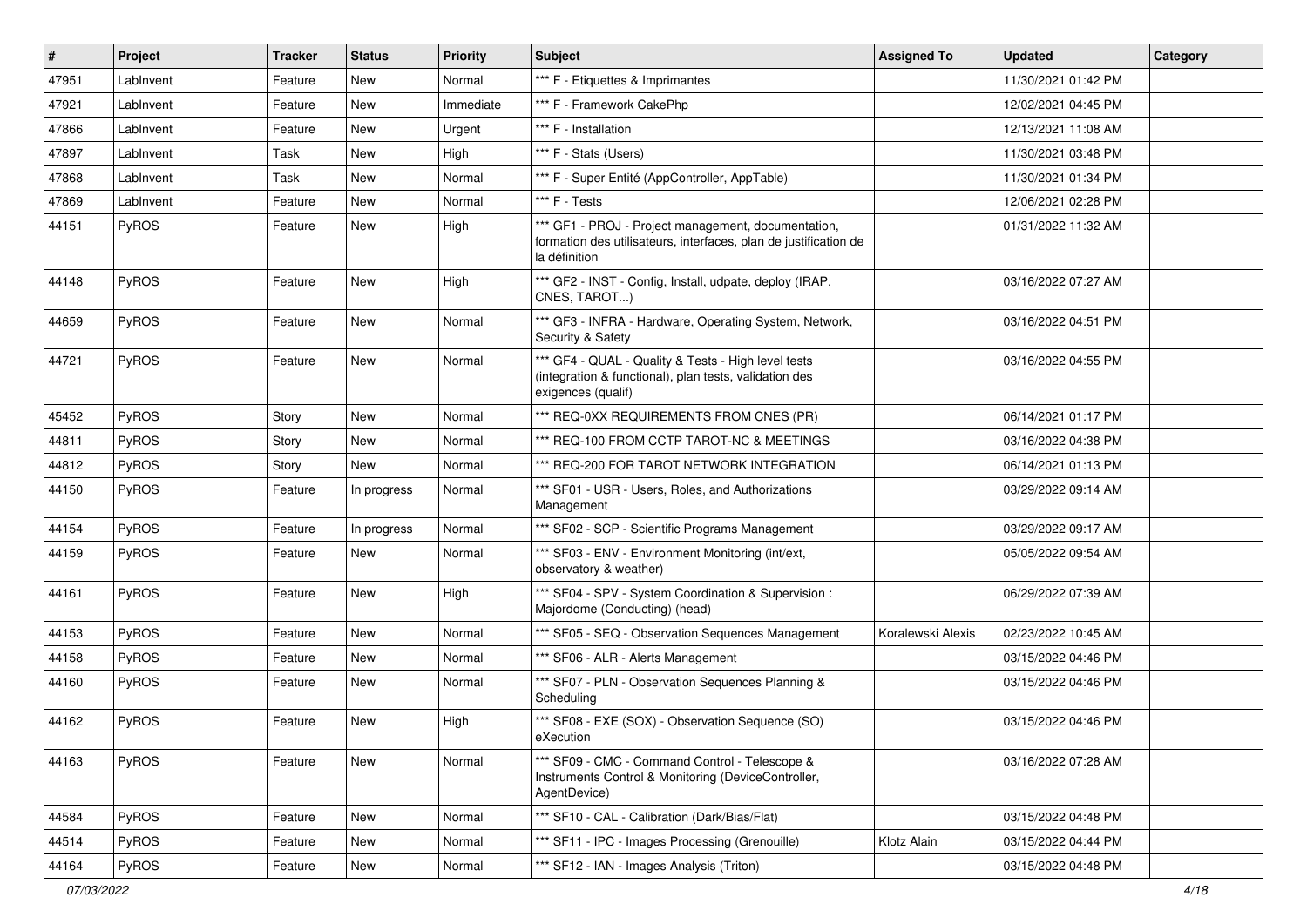| # | Project | Tracker | Status | Priority | Subject | Assigned To | Updated | Category |
|---|---|---|---|---|---|---|---|---|
| 47951 | LabInvent | Feature | New | Normal | *** F - Etiquettes & Imprimantes | | 11/30/2021 01:42 PM | |
| 47921 | LabInvent | Feature | New | Immediate | *** F - Framework CakePhp | | 12/02/2021 04:45 PM | |
| 47866 | LabInvent | Feature | New | Urgent | *** F - Installation | | 12/13/2021 11:08 AM | |
| 47897 | LabInvent | Task | New | High | *** F - Stats (Users) | | 11/30/2021 03:48 PM | |
| 47868 | LabInvent | Task | New | Normal | *** F - Super Entité (AppController, AppTable) | | 11/30/2021 01:34 PM | |
| 47869 | LabInvent | Feature | New | Normal | *** F - Tests | | 12/06/2021 02:28 PM | |
| 44151 | PyROS | Feature | New | High | *** GF1 - PROJ - Project management, documentation, formation des utilisateurs, interfaces, plan de justification de la définition | | 01/31/2022 11:32 AM | |
| 44148 | PyROS | Feature | New | High | *** GF2 - INST - Config, Install, udpate, deploy (IRAP, CNES, TAROT...) | | 03/16/2022 07:27 AM | |
| 44659 | PyROS | Feature | New | Normal | *** GF3 - INFRA - Hardware, Operating System, Network, Security & Safety | | 03/16/2022 04:51 PM | |
| 44721 | PyROS | Feature | New | Normal | *** GF4 - QUAL - Quality & Tests - High level tests (integration & functional), plan tests, validation des exigences (qualif) | | 03/16/2022 04:55 PM | |
| 45452 | PyROS | Story | New | Normal | *** REQ-0XX REQUIREMENTS FROM CNES (PR) | | 06/14/2021 01:17 PM | |
| 44811 | PyROS | Story | New | Normal | *** REQ-100 FROM CCTP TAROT-NC & MEETINGS | | 03/16/2022 04:38 PM | |
| 44812 | PyROS | Story | New | Normal | *** REQ-200 FOR TAROT NETWORK INTEGRATION | | 06/14/2021 01:13 PM | |
| 44150 | PyROS | Feature | In progress | Normal | *** SF01 - USR - Users, Roles, and Authorizations Management | | 03/29/2022 09:14 AM | |
| 44154 | PyROS | Feature | In progress | Normal | *** SF02 - SCP - Scientific Programs Management | | 03/29/2022 09:17 AM | |
| 44159 | PyROS | Feature | New | Normal | *** SF03 - ENV - Environment Monitoring (int/ext, observatory & weather) | | 05/05/2022 09:54 AM | |
| 44161 | PyROS | Feature | New | High | *** SF04 - SPV - System Coordination & Supervision : Majordome (Conducting) (head) | | 06/29/2022 07:39 AM | |
| 44153 | PyROS | Feature | New | Normal | *** SF05 - SEQ - Observation Sequences Management | Koralewski Alexis | 02/23/2022 10:45 AM | |
| 44158 | PyROS | Feature | New | Normal | *** SF06 - ALR - Alerts Management | | 03/15/2022 04:46 PM | |
| 44160 | PyROS | Feature | New | Normal | *** SF07 - PLN - Observation Sequences Planning & Scheduling | | 03/15/2022 04:46 PM | |
| 44162 | PyROS | Feature | New | High | *** SF08 - EXE (SOX) - Observation Sequence (SO) eXecution | | 03/15/2022 04:46 PM | |
| 44163 | PyROS | Feature | New | Normal | *** SF09 - CMC - Command Control - Telescope & Instruments Control & Monitoring (DeviceController, AgentDevice) | | 03/16/2022 07:28 AM | |
| 44584 | PyROS | Feature | New | Normal | *** SF10 - CAL - Calibration (Dark/Bias/Flat) | | 03/15/2022 04:48 PM | |
| 44514 | PyROS | Feature | New | Normal | *** SF11 - IPC - Images Processing (Grenouille) | Klotz Alain | 03/15/2022 04:44 PM | |
| 44164 | PyROS | Feature | New | Normal | *** SF12 - IAN - Images Analysis (Triton) | | 03/15/2022 04:48 PM | |

*07/03/2022*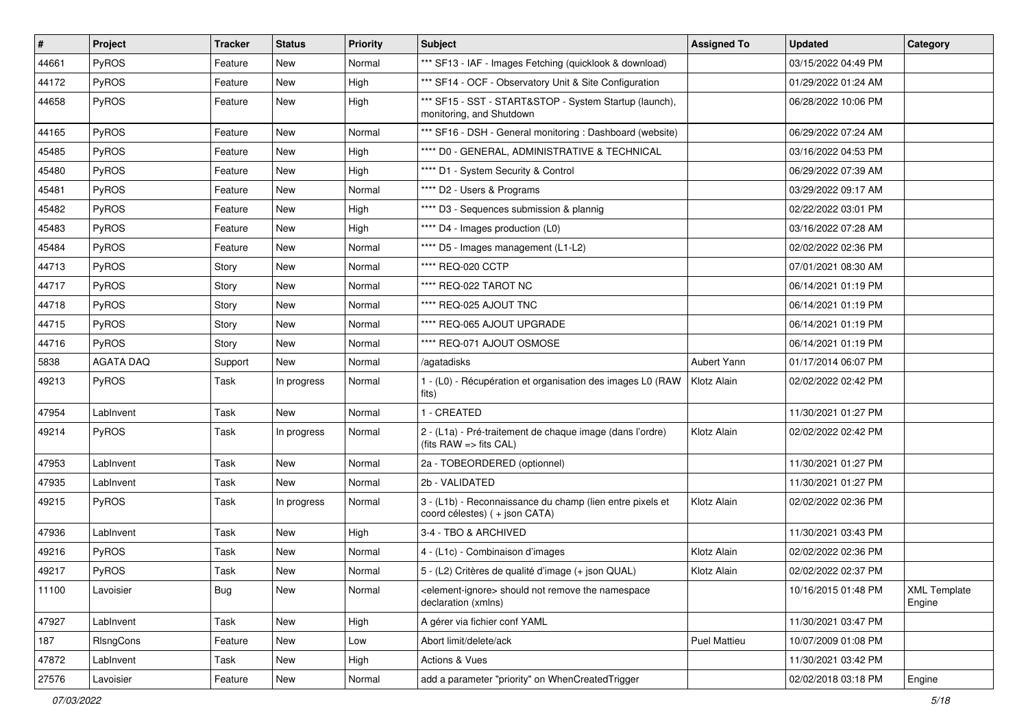| # | Project | Tracker | Status | Priority | Subject | Assigned To | Updated | Category |
|---|---|---|---|---|---|---|---|---|
| 44661 | PyROS | Feature | New | Normal | *** SF13 - IAF - Images Fetching (quicklook & download) | | 03/15/2022 04:49 PM | |
| 44172 | PyROS | Feature | New | High | *** SF14 - OCF - Observatory Unit & Site Configuration | | 01/29/2022 01:24 AM | |
| 44658 | PyROS | Feature | New | High | *** SF15 - SST - START&STOP - System Startup (launch), monitoring, and Shutdown | | 06/28/2022 10:06 PM | |
| 44165 | PyROS | Feature | New | Normal | *** SF16 - DSH - General monitoring : Dashboard (website) | | 06/29/2022 07:24 AM | |
| 45485 | PyROS | Feature | New | High | **** D0 - GENERAL, ADMINISTRATIVE & TECHNICAL | | 03/16/2022 04:53 PM | |
| 45480 | PyROS | Feature | New | High | **** D1 - System Security & Control | | 06/29/2022 07:39 AM | |
| 45481 | PyROS | Feature | New | Normal | **** D2 - Users & Programs | | 03/29/2022 09:17 AM | |
| 45482 | PyROS | Feature | New | High | **** D3 - Sequences submission & plannig | | 02/22/2022 03:01 PM | |
| 45483 | PyROS | Feature | New | High | **** D4 - Images production (L0) | | 03/16/2022 07:28 AM | |
| 45484 | PyROS | Feature | New | Normal | **** D5 - Images management (L1-L2) | | 02/02/2022 02:36 PM | |
| 44713 | PyROS | Story | New | Normal | **** REQ-020 CCTP | | 07/01/2021 08:30 AM | |
| 44717 | PyROS | Story | New | Normal | **** REQ-022 TAROT NC | | 06/14/2021 01:19 PM | |
| 44718 | PyROS | Story | New | Normal | **** REQ-025 AJOUT TNC | | 06/14/2021 01:19 PM | |
| 44715 | PyROS | Story | New | Normal | **** REQ-065 AJOUT UPGRADE | | 06/14/2021 01:19 PM | |
| 44716 | PyROS | Story | New | Normal | **** REQ-071 AJOUT OSMOSE | | 06/14/2021 01:19 PM | |
| 5838 | AGATA DAQ | Support | New | Normal | /agatadisks | Aubert Yann | 01/17/2014 06:07 PM | |
| 49213 | PyROS | Task | In progress | Normal | 1 - (L0) - Récupération et organisation des images L0 (RAW fits) | Klotz Alain | 02/02/2022 02:42 PM | |
| 47954 | LabInvent | Task | New | Normal | 1 - CREATED | | 11/30/2021 01:27 PM | |
| 49214 | PyROS | Task | In progress | Normal | 2 - (L1a) - Pré-traitement de chaque image (dans l'ordre) (fits RAW => fits CAL) | Klotz Alain | 02/02/2022 02:42 PM | |
| 47953 | LabInvent | Task | New | Normal | 2a - TOBEORDERED (optionnel) | | 11/30/2021 01:27 PM | |
| 47935 | LabInvent | Task | New | Normal | 2b - VALIDATED | | 11/30/2021 01:27 PM | |
| 49215 | PyROS | Task | In progress | Normal | 3 - (L1b) - Reconnaissance du champ (lien entre pixels et coord célestes) ( + json CATA) | Klotz Alain | 02/02/2022 02:36 PM | |
| 47936 | LabInvent | Task | New | High | 3-4 - TBO & ARCHIVED | | 11/30/2021 03:43 PM | |
| 49216 | PyROS | Task | New | Normal | 4 - (L1c) - Combinaison d'images | Klotz Alain | 02/02/2022 02:36 PM | |
| 49217 | PyROS | Task | New | Normal | 5 - (L2) Critères de qualité d'image (+ json QUAL) | Klotz Alain | 02/02/2022 02:37 PM | |
| 11100 | Lavoisier | Bug | New | Normal | <element-ignore> should not remove the namespace declaration (xmlns) | | 10/16/2015 01:48 PM | XML Template Engine |
| 47927 | LabInvent | Task | New | High | A gérer via fichier conf YAML | | 11/30/2021 03:47 PM | |
| 187 | RIsngCons | Feature | New | Low | Abort limit/delete/ack | Puel Mattieu | 10/07/2009 01:08 PM | |
| 47872 | LabInvent | Task | New | High | Actions & Vues | | 11/30/2021 03:42 PM | |
| 27576 | Lavoisier | Feature | New | Normal | add a parameter "priority" on WhenCreatedTrigger | | 02/02/2018 03:18 PM | Engine |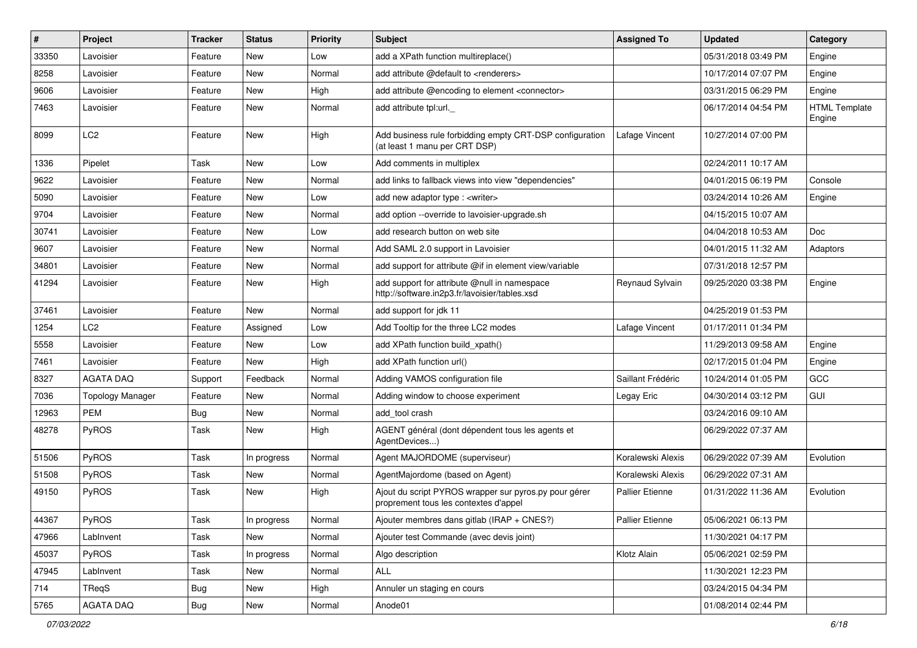| # | Project | Tracker | Status | Priority | Subject | Assigned To | Updated | Category |
|---|---|---|---|---|---|---|---|---|
| 33350 | Lavoisier | Feature | New | Low | add a XPath function multireplace() | | 05/31/2018 03:49 PM | Engine |
| 8258 | Lavoisier | Feature | New | Normal | add attribute @default to <renderers> | | 10/17/2014 07:07 PM | Engine |
| 9606 | Lavoisier | Feature | New | High | add attribute @encoding to element <connector> | | 03/31/2015 06:29 PM | Engine |
| 7463 | Lavoisier | Feature | New | Normal | add attribute tpl:url._ | | 06/17/2014 04:54 PM | HTML Template Engine |
| 8099 | LC2 | Feature | New | High | Add business rule forbidding empty CRT-DSP configuration (at least 1 manu per CRT DSP) | Lafage Vincent | 10/27/2014 07:00 PM | |
| 1336 | Pipelet | Task | New | Low | Add comments in multiplex | | 02/24/2011 10:17 AM | |
| 9622 | Lavoisier | Feature | New | Normal | add links to fallback views into view "dependencies" | | 04/01/2015 06:19 PM | Console |
| 5090 | Lavoisier | Feature | New | Low | add new adaptor type : <writer> | | 03/24/2014 10:26 AM | Engine |
| 9704 | Lavoisier | Feature | New | Normal | add option --override to lavoisier-upgrade.sh | | 04/15/2015 10:07 AM | |
| 30741 | Lavoisier | Feature | New | Low | add research button on web site | | 04/04/2018 10:53 AM | Doc |
| 9607 | Lavoisier | Feature | New | Normal | Add SAML 2.0 support in Lavoisier | | 04/01/2015 11:32 AM | Adaptors |
| 34801 | Lavoisier | Feature | New | Normal | add support for attribute @if in element view/variable | | 07/31/2018 12:57 PM | |
| 41294 | Lavoisier | Feature | New | High | add support for attribute @null in namespace http://software.in2p3.fr/lavoisier/tables.xsd | Reynaud Sylvain | 09/25/2020 03:38 PM | Engine |
| 37461 | Lavoisier | Feature | New | Normal | add support for jdk 11 | | 04/25/2019 01:53 PM | |
| 1254 | LC2 | Feature | Assigned | Low | Add Tooltip for the three LC2 modes | Lafage Vincent | 01/17/2011 01:34 PM | |
| 5558 | Lavoisier | Feature | New | Low | add XPath function build_xpath() | | 11/29/2013 09:58 AM | Engine |
| 7461 | Lavoisier | Feature | New | High | add XPath function url() | | 02/17/2015 01:04 PM | Engine |
| 8327 | AGATA DAQ | Support | Feedback | Normal | Adding VAMOS configuration file | Saillant Frédéric | 10/24/2014 01:05 PM | GCC |
| 7036 | Topology Manager | Feature | New | Normal | Adding window to choose experiment | Legay Eric | 04/30/2014 03:12 PM | GUI |
| 12963 | PEM | Bug | New | Normal | add_tool crash | | 03/24/2016 09:10 AM | |
| 48278 | PyROS | Task | New | High | AGENT général (dont dépendent tous les agents et AgentDevices...) | | 06/29/2022 07:37 AM | |
| 51506 | PyROS | Task | In progress | Normal | Agent MAJORDOME (superviseur) | Koralewski Alexis | 06/29/2022 07:39 AM | Evolution |
| 51508 | PyROS | Task | New | Normal | AgentMajordome (based on Agent) | Koralewski Alexis | 06/29/2022 07:31 AM | |
| 49150 | PyROS | Task | New | High | Ajout du script PYROS wrapper sur pyros.py pour gérer proprement tous les contextes d'appel | Pallier Etienne | 01/31/2022 11:36 AM | Evolution |
| 44367 | PyROS | Task | In progress | Normal | Ajouter membres dans gitlab (IRAP + CNES?) | Pallier Etienne | 05/06/2021 06:13 PM | |
| 47966 | LabInvent | Task | New | Normal | Ajouter test Commande (avec devis joint) | | 11/30/2021 04:17 PM | |
| 45037 | PyROS | Task | In progress | Normal | Algo description | Klotz Alain | 05/06/2021 02:59 PM | |
| 47945 | LabInvent | Task | New | Normal | ALL | | 11/30/2021 12:23 PM | |
| 714 | TReqS | Bug | New | High | Annuler un staging en cours | | 03/24/2015 04:34 PM | |
| 5765 | AGATA DAQ | Bug | New | Normal | Anode01 | | 01/08/2014 02:44 PM | |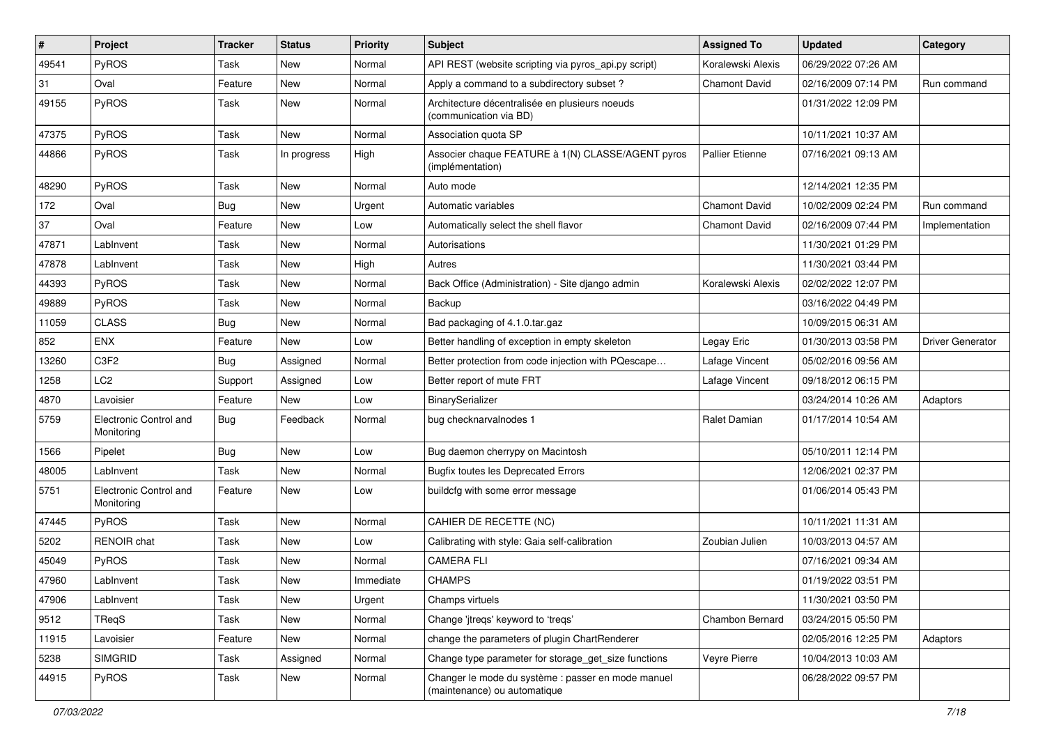| # | Project | Tracker | Status | Priority | Subject | Assigned To | Updated | Category |
|---|---|---|---|---|---|---|---|---|
| 49541 | PyROS | Task | New | Normal | API REST (website scripting via pyros_api.py script) | Koralewski Alexis | 06/29/2022 07:26 AM | |
| 31 | Oval | Feature | New | Normal | Apply a command to a subdirectory subset ? | Chamont David | 02/16/2009 07:14 PM | Run command |
| 49155 | PyROS | Task | New | Normal | Architecture décentralisée en plusieurs noeuds (communication via BD) | | 01/31/2022 12:09 PM | |
| 47375 | PyROS | Task | New | Normal | Association quota SP | | 10/11/2021 10:37 AM | |
| 44866 | PyROS | Task | In progress | High | Associer chaque FEATURE à 1(N) CLASSE/AGENT pyros (implémentation) | Pallier Etienne | 07/16/2021 09:13 AM | |
| 48290 | PyROS | Task | New | Normal | Auto mode | | 12/14/2021 12:35 PM | |
| 172 | Oval | Bug | New | Urgent | Automatic variables | Chamont David | 10/02/2009 02:24 PM | Run command |
| 37 | Oval | Feature | New | Low | Automatically select the shell flavor | Chamont David | 02/16/2009 07:44 PM | Implementation |
| 47871 | LabInvent | Task | New | Normal | Autorisations | | 11/30/2021 01:29 PM | |
| 47878 | LabInvent | Task | New | High | Autres | | 11/30/2021 03:44 PM | |
| 44393 | PyROS | Task | New | Normal | Back Office (Administration) - Site django admin | Koralewski Alexis | 02/02/2022 12:07 PM | |
| 49889 | PyROS | Task | New | Normal | Backup | | 03/16/2022 04:49 PM | |
| 11059 | CLASS | Bug | New | Normal | Bad packaging of 4.1.0.tar.gaz | | 10/09/2015 06:31 AM | |
| 852 | ENX | Feature | New | Low | Better handling of exception in empty skeleton | Legay Eric | 01/30/2013 03:58 PM | Driver Generator |
| 13260 | C3F2 | Bug | Assigned | Normal | Better protection from code injection with PQescape… | Lafage Vincent | 05/02/2016 09:56 AM | |
| 1258 | LC2 | Support | Assigned | Low | Better report of mute FRT | Lafage Vincent | 09/18/2012 06:15 PM | |
| 4870 | Lavoisier | Feature | New | Low | BinarySerializer | | 03/24/2014 10:26 AM | Adaptors |
| 5759 | Electronic Control and Monitoring | Bug | Feedback | Normal | bug checknarvalnodes 1 | Ralet Damian | 01/17/2014 10:54 AM | |
| 1566 | Pipelet | Bug | New | Low | Bug daemon cherrypy on Macintosh | | 05/10/2011 12:14 PM | |
| 48005 | LabInvent | Task | New | Normal | Bugfix toutes les Deprecated Errors | | 12/06/2021 02:37 PM | |
| 5751 | Electronic Control and Monitoring | Feature | New | Low | buildcfg with some error message | | 01/06/2014 05:43 PM | |
| 47445 | PyROS | Task | New | Normal | CAHIER DE RECETTE (NC) | | 10/11/2021 11:31 AM | |
| 5202 | RENOIR chat | Task | New | Low | Calibrating with style: Gaia self-calibration | Zoubian Julien | 10/03/2013 04:57 AM | |
| 45049 | PyROS | Task | New | Normal | CAMERA FLI | | 07/16/2021 09:34 AM | |
| 47960 | LabInvent | Task | New | Immediate | CHAMPS | | 01/19/2022 03:51 PM | |
| 47906 | LabInvent | Task | New | Urgent | Champs virtuels | | 11/30/2021 03:50 PM | |
| 9512 | TReqS | Task | New | Normal | Change 'jtreqs' keyword to 'treqs' | Chambon Bernard | 03/24/2015 05:50 PM | |
| 11915 | Lavoisier | Feature | New | Normal | change the parameters of plugin ChartRenderer | | 02/05/2016 12:25 PM | Adaptors |
| 5238 | SIMGRID | Task | Assigned | Normal | Change type parameter for storage_get_size functions | Veyre Pierre | 10/04/2013 10:03 AM | |
| 44915 | PyROS | Task | New | Normal | Changer le mode du système : passer en mode manuel (maintenance) ou automatique | | 06/28/2022 09:57 PM | |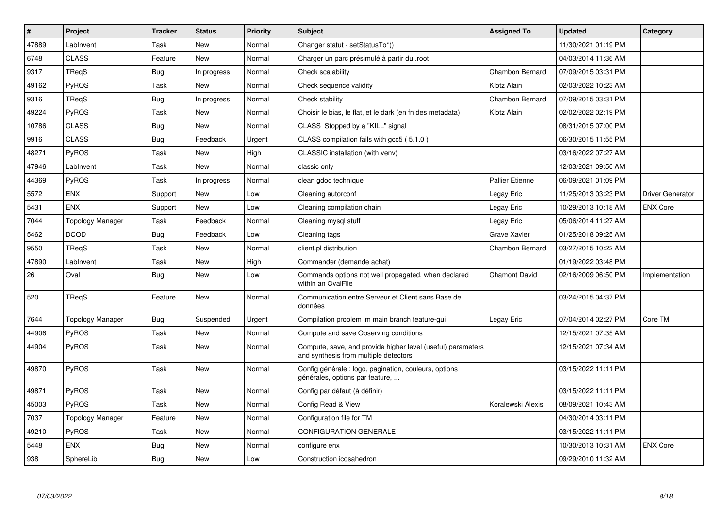| # | Project | Tracker | Status | Priority | Subject | Assigned To | Updated | Category |
|---|---|---|---|---|---|---|---|---|
| 47889 | LabInvent | Task | New | Normal | Changer statut - setStatusTo*() | | 11/30/2021 01:19 PM | |
| 6748 | CLASS | Feature | New | Normal | Charger un parc présimulé à partir du .root | | 04/03/2014 11:36 AM | |
| 9317 | TReqS | Bug | In progress | Normal | Check scalability | Chambon Bernard | 07/09/2015 03:31 PM | |
| 49162 | PyROS | Task | New | Normal | Check sequence validity | Klotz Alain | 02/03/2022 10:23 AM | |
| 9316 | TReqS | Bug | In progress | Normal | Check stability | Chambon Bernard | 07/09/2015 03:31 PM | |
| 49224 | PyROS | Task | New | Normal | Choisir le bias, le flat, et le dark (en fn des metadata) | Klotz Alain | 02/02/2022 02:19 PM | |
| 10786 | CLASS | Bug | New | Normal | CLASS Stopped by a "KILL" signal | | 08/31/2015 07:00 PM | |
| 9916 | CLASS | Bug | Feedback | Urgent | CLASS compilation fails with gcc5 ( 5.1.0 ) | | 06/30/2015 11:55 PM | |
| 48271 | PyROS | Task | New | High | CLASSIC installation (with venv) | | 03/16/2022 07:27 AM | |
| 47946 | LabInvent | Task | New | Normal | classic only | | 12/03/2021 09:50 AM | |
| 44369 | PyROS | Task | In progress | Normal | clean gdoc technique | Pallier Etienne | 06/09/2021 01:09 PM | |
| 5572 | ENX | Support | New | Low | Cleaning autorconf | Legay Eric | 11/25/2013 03:23 PM | Driver Generator |
| 5431 | ENX | Support | New | Low | Cleaning compilation chain | Legay Eric | 10/29/2013 10:18 AM | ENX Core |
| 7044 | Topology Manager | Task | Feedback | Normal | Cleaning mysql stuff | Legay Eric | 05/06/2014 11:27 AM | |
| 5462 | DCOD | Bug | Feedback | Low | Cleaning tags | Grave Xavier | 01/25/2018 09:25 AM | |
| 9550 | TReqS | Task | New | Normal | client.pl distribution | Chambon Bernard | 03/27/2015 10:22 AM | |
| 47890 | LabInvent | Task | New | High | Commander (demande achat) | | 01/19/2022 03:48 PM | |
| 26 | Oval | Bug | New | Low | Commands options not well propagated, when declared within an OvalFile | Chamont David | 02/16/2009 06:50 PM | Implementation |
| 520 | TReqS | Feature | New | Normal | Communication entre Serveur et Client sans Base de données | | 03/24/2015 04:37 PM | |
| 7644 | Topology Manager | Bug | Suspended | Urgent | Compilation problem im main branch feature-gui | Legay Eric | 07/04/2014 02:27 PM | Core TM |
| 44906 | PyROS | Task | New | Normal | Compute and save Observing conditions | | 12/15/2021 07:35 AM | |
| 44904 | PyROS | Task | New | Normal | Compute, save, and provide higher level (useful) parameters and synthesis from multiple detectors | | 12/15/2021 07:34 AM | |
| 49870 | PyROS | Task | New | Normal | Config générale : logo, pagination, couleurs, options générales, options par feature, ... | | 03/15/2022 11:11 PM | |
| 49871 | PyROS | Task | New | Normal | Config par défaut (à définir) | | 03/15/2022 11:11 PM | |
| 45003 | PyROS | Task | New | Normal | Config Read & View | Koralewski Alexis | 08/09/2021 10:43 AM | |
| 7037 | Topology Manager | Feature | New | Normal | Configuration file for TM | | 04/30/2014 03:11 PM | |
| 49210 | PyROS | Task | New | Normal | CONFIGURATION GENERALE | | 03/15/2022 11:11 PM | |
| 5448 | ENX | Bug | New | Normal | configure enx | | 10/30/2013 10:31 AM | ENX Core |
| 938 | SphereLib | Bug | New | Low | Construction icosahedron | | 09/29/2010 11:32 AM | |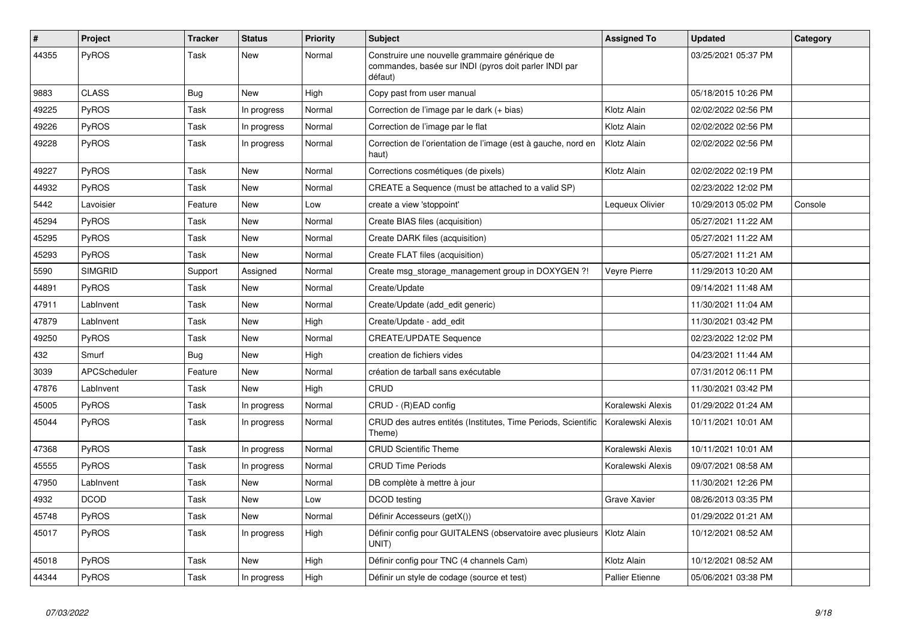| # | Project | Tracker | Status | Priority | Subject | Assigned To | Updated | Category |
|---|---|---|---|---|---|---|---|---|
| 44355 | PyROS | Task | New | Normal | Construire une nouvelle grammaire générique de commandes, basée sur INDI (pyros doit parler INDI par défaut) | | 03/25/2021 05:37 PM | |
| 9883 | CLASS | Bug | New | High | Copy past from user manual | | 05/18/2015 10:26 PM | |
| 49225 | PyROS | Task | In progress | Normal | Correction de l'image par le dark (+ bias) | Klotz Alain | 02/02/2022 02:56 PM | |
| 49226 | PyROS | Task | In progress | Normal | Correction de l'image par le flat | Klotz Alain | 02/02/2022 02:56 PM | |
| 49228 | PyROS | Task | In progress | Normal | Correction de l'orientation de l'image (est à gauche, nord en haut) | Klotz Alain | 02/02/2022 02:56 PM | |
| 49227 | PyROS | Task | New | Normal | Corrections cosmétiques (de pixels) | Klotz Alain | 02/02/2022 02:19 PM | |
| 44932 | PyROS | Task | New | Normal | CREATE a Sequence (must be attached to a valid SP) | | 02/23/2022 12:02 PM | |
| 5442 | Lavoisier | Feature | New | Low | create a view 'stoppoint' | Lequeux Olivier | 10/29/2013 05:02 PM | Console |
| 45294 | PyROS | Task | New | Normal | Create BIAS files (acquisition) | | 05/27/2021 11:22 AM | |
| 45295 | PyROS | Task | New | Normal | Create DARK files (acquisition) | | 05/27/2021 11:22 AM | |
| 45293 | PyROS | Task | New | Normal | Create FLAT files (acquisition) | | 05/27/2021 11:21 AM | |
| 5590 | SIMGRID | Support | Assigned | Normal | Create msg_storage_management group in DOXYGEN ?! | Veyre Pierre | 11/29/2013 10:20 AM | |
| 44891 | PyROS | Task | New | Normal | Create/Update | | 09/14/2021 11:48 AM | |
| 47911 | LabInvent | Task | New | Normal | Create/Update (add_edit generic) | | 11/30/2021 11:04 AM | |
| 47879 | LabInvent | Task | New | High | Create/Update - add_edit | | 11/30/2021 03:42 PM | |
| 49250 | PyROS | Task | New | Normal | CREATE/UPDATE Sequence | | 02/23/2022 12:02 PM | |
| 432 | Smurf | Bug | New | High | creation de fichiers vides | | 04/23/2021 11:44 AM | |
| 3039 | APCScheduler | Feature | New | Normal | création de tarball sans exécutable | | 07/31/2012 06:11 PM | |
| 47876 | LabInvent | Task | New | High | CRUD | | 11/30/2021 03:42 PM | |
| 45005 | PyROS | Task | In progress | Normal | CRUD - (R)EAD config | Koralewski Alexis | 01/29/2022 01:24 AM | |
| 45044 | PyROS | Task | In progress | Normal | CRUD des autres entités (Institutes, Time Periods, Scientific Theme) | Koralewski Alexis | 10/11/2021 10:01 AM | |
| 47368 | PyROS | Task | In progress | Normal | CRUD Scientific Theme | Koralewski Alexis | 10/11/2021 10:01 AM | |
| 45555 | PyROS | Task | In progress | Normal | CRUD Time Periods | Koralewski Alexis | 09/07/2021 08:58 AM | |
| 47950 | LabInvent | Task | New | Normal | DB complète à mettre à jour | | 11/30/2021 12:26 PM | |
| 4932 | DCOD | Task | New | Low | DCOD testing | Grave Xavier | 08/26/2013 03:35 PM | |
| 45748 | PyROS | Task | New | Normal | Définir Accesseurs (getX()) | | 01/29/2022 01:21 AM | |
| 45017 | PyROS | Task | In progress | High | Définir config pour GUITALENS (observatoire avec plusieurs UNIT) | Klotz Alain | 10/12/2021 08:52 AM | |
| 45018 | PyROS | Task | New | High | Définir config pour TNC (4 channels Cam) | Klotz Alain | 10/12/2021 08:52 AM | |
| 44344 | PyROS | Task | In progress | High | Définir un style de codage (source et test) | Pallier Etienne | 05/06/2021 03:38 PM | |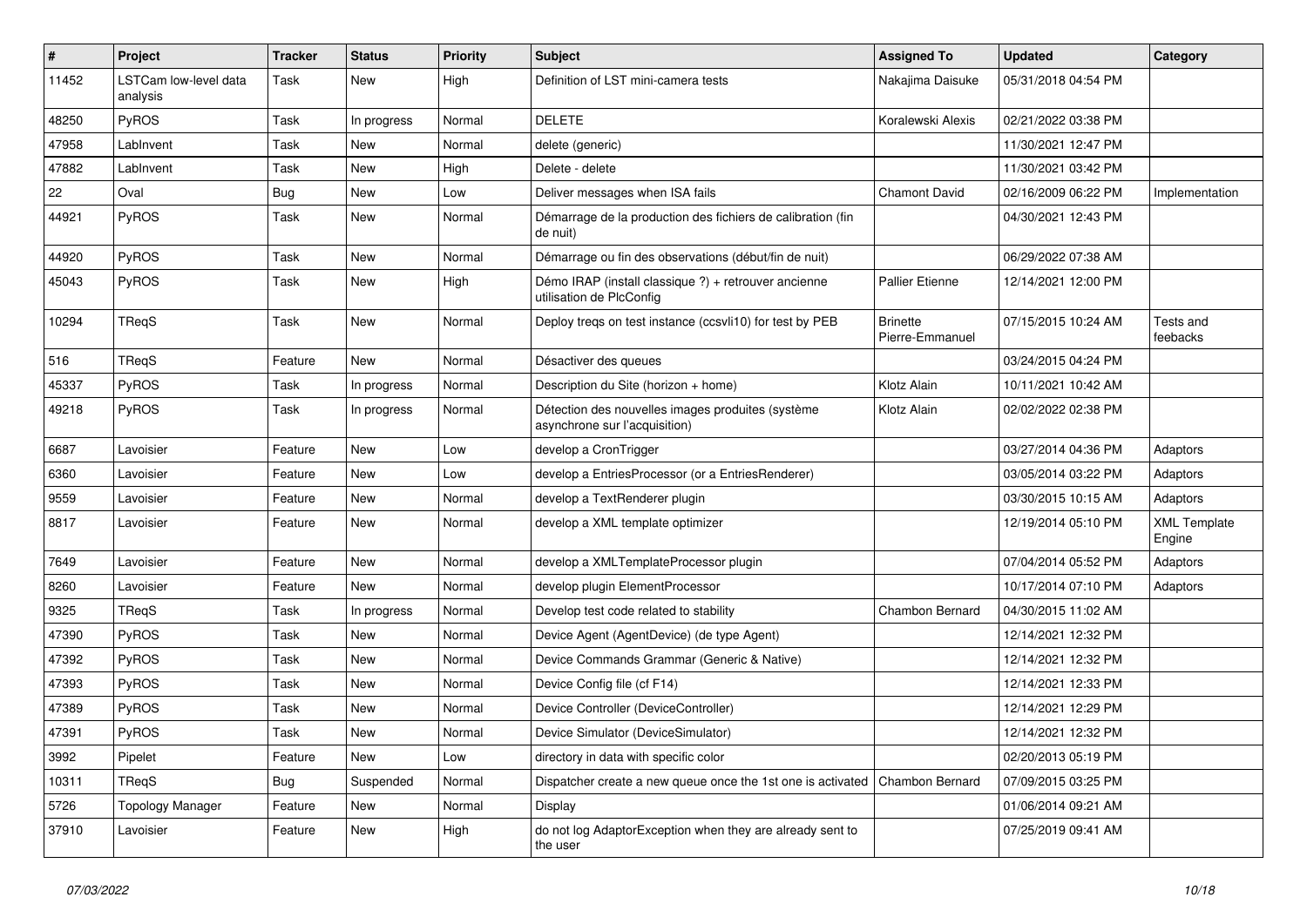| # | Project | Tracker | Status | Priority | Subject | Assigned To | Updated | Category |
|---|---|---|---|---|---|---|---|---|
| 11452 | LSTCam low-level data analysis | Task | New | High | Definition of LST mini-camera tests | Nakajima Daisuke | 05/31/2018 04:54 PM | |
| 48250 | PyROS | Task | In progress | Normal | DELETE | Koralewski Alexis | 02/21/2022 03:38 PM | |
| 47958 | LabInvent | Task | New | Normal | delete (generic) | | 11/30/2021 12:47 PM | |
| 47882 | LabInvent | Task | New | High | Delete - delete | | 11/30/2021 03:42 PM | |
| 22 | Oval | Bug | New | Low | Deliver messages when ISA fails | Chamont David | 02/16/2009 06:22 PM | Implementation |
| 44921 | PyROS | Task | New | Normal | Démarrage de la production des fichiers de calibration (fin de nuit) | | 04/30/2021 12:43 PM | |
| 44920 | PyROS | Task | New | Normal | Démarrage ou fin des observations (début/fin de nuit) | | 06/29/2022 07:38 AM | |
| 45043 | PyROS | Task | New | High | Démo IRAP (install classique ?) + retrouver ancienne utilisation de PlcConfig | Pallier Etienne | 12/14/2021 12:00 PM | |
| 10294 | TReqS | Task | New | Normal | Deploy treqs on test instance (ccsvli10) for test by PEB | Brinette Pierre-Emmanuel | 07/15/2015 10:24 AM | Tests and feebacks |
| 516 | TReqS | Feature | New | Normal | Désactiver des queues | | 03/24/2015 04:24 PM | |
| 45337 | PyROS | Task | In progress | Normal | Description du Site (horizon + home) | Klotz Alain | 10/11/2021 10:42 AM | |
| 49218 | PyROS | Task | In progress | Normal | Détection des nouvelles images produites (système asynchrone sur l'acquisition) | Klotz Alain | 02/02/2022 02:38 PM | |
| 6687 | Lavoisier | Feature | New | Low | develop a CronTrigger | | 03/27/2014 04:36 PM | Adaptors |
| 6360 | Lavoisier | Feature | New | Low | develop a EntriesProcessor (or a EntriesRenderer) | | 03/05/2014 03:22 PM | Adaptors |
| 9559 | Lavoisier | Feature | New | Normal | develop a TextRenderer plugin | | 03/30/2015 10:15 AM | Adaptors |
| 8817 | Lavoisier | Feature | New | Normal | develop a XML template optimizer | | 12/19/2014 05:10 PM | XML Template Engine |
| 7649 | Lavoisier | Feature | New | Normal | develop a XMLTemplateProcessor plugin | | 07/04/2014 05:52 PM | Adaptors |
| 8260 | Lavoisier | Feature | New | Normal | develop plugin ElementProcessor | | 10/17/2014 07:10 PM | Adaptors |
| 9325 | TReqS | Task | In progress | Normal | Develop test code related to stability | Chambon Bernard | 04/30/2015 11:02 AM | |
| 47390 | PyROS | Task | New | Normal | Device Agent (AgentDevice) (de type Agent) | | 12/14/2021 12:32 PM | |
| 47392 | PyROS | Task | New | Normal | Device Commands Grammar (Generic & Native) | | 12/14/2021 12:32 PM | |
| 47393 | PyROS | Task | New | Normal | Device Config file (cf F14) | | 12/14/2021 12:33 PM | |
| 47389 | PyROS | Task | New | Normal | Device Controller (DeviceController) | | 12/14/2021 12:29 PM | |
| 47391 | PyROS | Task | New | Normal | Device Simulator (DeviceSimulator) | | 12/14/2021 12:32 PM | |
| 3992 | Pipelet | Feature | New | Low | directory in data with specific color | | 02/20/2013 05:19 PM | |
| 10311 | TReqS | Bug | Suspended | Normal | Dispatcher create a new queue once the 1st one is activated | Chambon Bernard | 07/09/2015 03:25 PM | |
| 5726 | Topology Manager | Feature | New | Normal | Display | | 01/06/2014 09:21 AM | |
| 37910 | Lavoisier | Feature | New | High | do not log AdaptorException when they are already sent to the user | | 07/25/2019 09:41 AM | |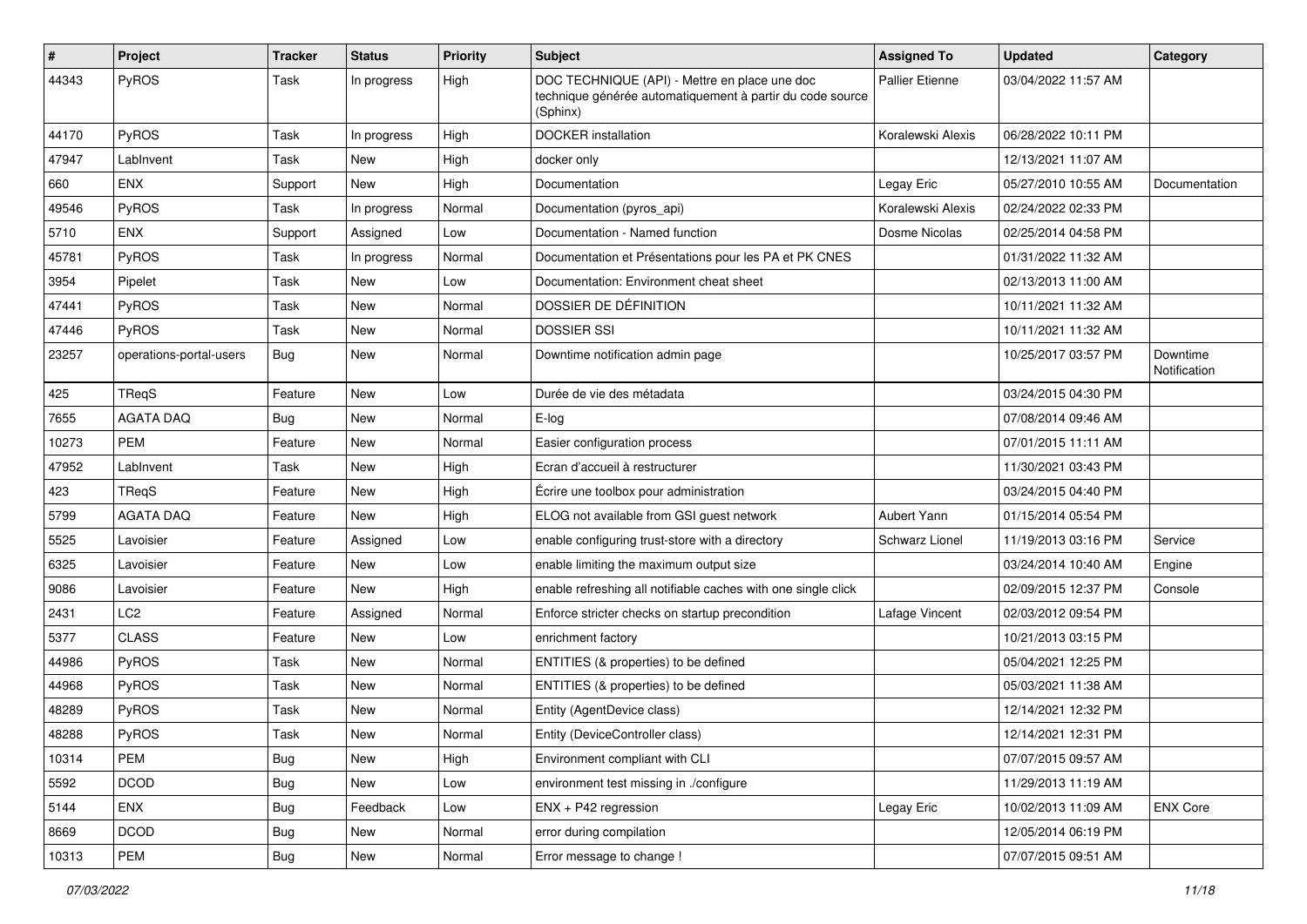| # | Project | Tracker | Status | Priority | Subject | Assigned To | Updated | Category |
|---|---|---|---|---|---|---|---|---|
| 44343 | PyROS | Task | In progress | High | DOC TECHNIQUE (API) - Mettre en place une doc technique générée automatiquement à partir du code source (Sphinx) | Pallier Etienne | 03/04/2022 11:57 AM | |
| 44170 | PyROS | Task | In progress | High | DOCKER installation | Koralewski Alexis | 06/28/2022 10:11 PM | |
| 47947 | LabInvent | Task | New | High | docker only | | 12/13/2021 11:07 AM | |
| 660 | ENX | Support | New | High | Documentation | Legay Eric | 05/27/2010 10:55 AM | Documentation |
| 49546 | PyROS | Task | In progress | Normal | Documentation (pyros_api) | Koralewski Alexis | 02/24/2022 02:33 PM | |
| 5710 | ENX | Support | Assigned | Low | Documentation - Named function | Dosme Nicolas | 02/25/2014 04:58 PM | |
| 45781 | PyROS | Task | In progress | Normal | Documentation et Présentations pour les PA et PK CNES | | 01/31/2022 11:32 AM | |
| 3954 | Pipelet | Task | New | Low | Documentation: Environment cheat sheet | | 02/13/2013 11:00 AM | |
| 47441 | PyROS | Task | New | Normal | DOSSIER DE DÉFINITION | | 10/11/2021 11:32 AM | |
| 47446 | PyROS | Task | New | Normal | DOSSIER SSI | | 10/11/2021 11:32 AM | |
| 23257 | operations-portal-users | Bug | New | Normal | Downtime notification admin page | | 10/25/2017 03:57 PM | Downtime Notification |
| 425 | TReqS | Feature | New | Low | Durée de vie des métadata | | 03/24/2015 04:30 PM | |
| 7655 | AGATA DAQ | Bug | New | Normal | E-log | | 07/08/2014 09:46 AM | |
| 10273 | PEM | Feature | New | Normal | Easier configuration process | | 07/01/2015 11:11 AM | |
| 47952 | LabInvent | Task | New | High | Ecran d'accueil à restructurer | | 11/30/2021 03:43 PM | |
| 423 | TReqS | Feature | New | High | Écrire une toolbox pour administration | | 03/24/2015 04:40 PM | |
| 5799 | AGATA DAQ | Feature | New | High | ELOG not available from GSI guest network | Aubert Yann | 01/15/2014 05:54 PM | |
| 5525 | Lavoisier | Feature | Assigned | Low | enable configuring trust-store with a directory | Schwarz Lionel | 11/19/2013 03:16 PM | Service |
| 6325 | Lavoisier | Feature | New | Low | enable limiting the maximum output size | | 03/24/2014 10:40 AM | Engine |
| 9086 | Lavoisier | Feature | New | High | enable refreshing all notifiable caches with one single click | | 02/09/2015 12:37 PM | Console |
| 2431 | LC2 | Feature | Assigned | Normal | Enforce stricter checks on startup precondition | Lafage Vincent | 02/03/2012 09:54 PM | |
| 5377 | CLASS | Feature | New | Low | enrichment factory | | 10/21/2013 03:15 PM | |
| 44986 | PyROS | Task | New | Normal | ENTITIES (& properties) to be defined | | 05/04/2021 12:25 PM | |
| 44968 | PyROS | Task | New | Normal | ENTITIES (& properties) to be defined | | 05/03/2021 11:38 AM | |
| 48289 | PyROS | Task | New | Normal | Entity (AgentDevice class) | | 12/14/2021 12:32 PM | |
| 48288 | PyROS | Task | New | Normal | Entity (DeviceController class) | | 12/14/2021 12:31 PM | |
| 10314 | PEM | Bug | New | High | Environment compliant with CLI | | 07/07/2015 09:57 AM | |
| 5592 | DCOD | Bug | New | Low | environment test missing in ./configure | | 11/29/2013 11:19 AM | |
| 5144 | ENX | Bug | Feedback | Low | ENX + P42 regression | Legay Eric | 10/02/2013 11:09 AM | ENX Core |
| 8669 | DCOD | Bug | New | Normal | error during compilation | | 12/05/2014 06:19 PM | |
| 10313 | PEM | Bug | New | Normal | Error message to change ! | | 07/07/2015 09:51 AM | |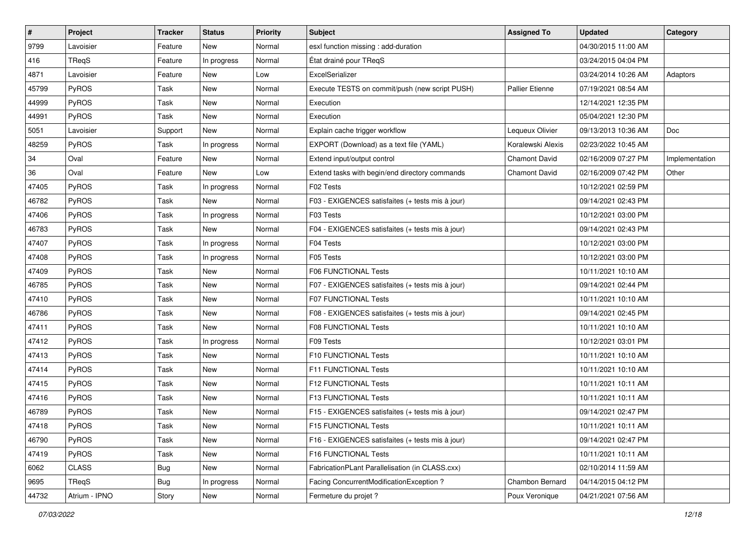| # | Project | Tracker | Status | Priority | Subject | Assigned To | Updated | Category |
|---|---|---|---|---|---|---|---|---|
| 9799 | Lavoisier | Feature | New | Normal | esxl function missing : add-duration | | 04/30/2015 11:00 AM | |
| 416 | TReqS | Feature | In progress | Normal | État drainé pour TReqS | | 03/24/2015 04:04 PM | |
| 4871 | Lavoisier | Feature | New | Low | ExcelSerializer | | 03/24/2014 10:26 AM | Adaptors |
| 45799 | PyROS | Task | New | Normal | Execute TESTS on commit/push (new script PUSH) | Pallier Etienne | 07/19/2021 08:54 AM | |
| 44999 | PyROS | Task | New | Normal | Execution | | 12/14/2021 12:35 PM | |
| 44991 | PyROS | Task | New | Normal | Execution | | 05/04/2021 12:30 PM | |
| 5051 | Lavoisier | Support | New | Normal | Explain cache trigger workflow | Lequeux Olivier | 09/13/2013 10:36 AM | Doc |
| 48259 | PyROS | Task | In progress | Normal | EXPORT (Download) as a text file (YAML) | Koralewski Alexis | 02/23/2022 10:45 AM | |
| 34 | Oval | Feature | New | Normal | Extend input/output control | Chamont David | 02/16/2009 07:27 PM | Implementation |
| 36 | Oval | Feature | New | Low | Extend tasks with begin/end directory commands | Chamont David | 02/16/2009 07:42 PM | Other |
| 47405 | PyROS | Task | In progress | Normal | F02 Tests | | 10/12/2021 02:59 PM | |
| 46782 | PyROS | Task | New | Normal | F03 - EXIGENCES satisfaites (+ tests mis à jour) | | 09/14/2021 02:43 PM | |
| 47406 | PyROS | Task | In progress | Normal | F03 Tests | | 10/12/2021 03:00 PM | |
| 46783 | PyROS | Task | New | Normal | F04 - EXIGENCES satisfaites (+ tests mis à jour) | | 09/14/2021 02:43 PM | |
| 47407 | PyROS | Task | In progress | Normal | F04 Tests | | 10/12/2021 03:00 PM | |
| 47408 | PyROS | Task | In progress | Normal | F05 Tests | | 10/12/2021 03:00 PM | |
| 47409 | PyROS | Task | New | Normal | F06 FUNCTIONAL Tests | | 10/11/2021 10:10 AM | |
| 46785 | PyROS | Task | New | Normal | F07 - EXIGENCES satisfaites (+ tests mis à jour) | | 09/14/2021 02:44 PM | |
| 47410 | PyROS | Task | New | Normal | F07 FUNCTIONAL Tests | | 10/11/2021 10:10 AM | |
| 46786 | PyROS | Task | New | Normal | F08 - EXIGENCES satisfaites (+ tests mis à jour) | | 09/14/2021 02:45 PM | |
| 47411 | PyROS | Task | New | Normal | F08 FUNCTIONAL Tests | | 10/11/2021 10:10 AM | |
| 47412 | PyROS | Task | In progress | Normal | F09 Tests | | 10/12/2021 03:01 PM | |
| 47413 | PyROS | Task | New | Normal | F10 FUNCTIONAL Tests | | 10/11/2021 10:10 AM | |
| 47414 | PyROS | Task | New | Normal | F11 FUNCTIONAL Tests | | 10/11/2021 10:10 AM | |
| 47415 | PyROS | Task | New | Normal | F12 FUNCTIONAL Tests | | 10/11/2021 10:11 AM | |
| 47416 | PyROS | Task | New | Normal | F13 FUNCTIONAL Tests | | 10/11/2021 10:11 AM | |
| 46789 | PyROS | Task | New | Normal | F15 - EXIGENCES satisfaites (+ tests mis à jour) | | 09/14/2021 02:47 PM | |
| 47418 | PyROS | Task | New | Normal | F15 FUNCTIONAL Tests | | 10/11/2021 10:11 AM | |
| 46790 | PyROS | Task | New | Normal | F16 - EXIGENCES satisfaites (+ tests mis à jour) | | 09/14/2021 02:47 PM | |
| 47419 | PyROS | Task | New | Normal | F16 FUNCTIONAL Tests | | 10/11/2021 10:11 AM | |
| 6062 | CLASS | Bug | New | Normal | FabricationPLant Parallelisation (in CLASS.cxx) | | 02/10/2014 11:59 AM | |
| 9695 | TReqS | Bug | In progress | Normal | Facing ConcurrentModificationException ? | Chambon Bernard | 04/14/2015 04:12 PM | |
| 44732 | Atrium - IPNO | Story | New | Normal | Fermeture du projet ? | Poux Veronique | 04/21/2021 07:56 AM | |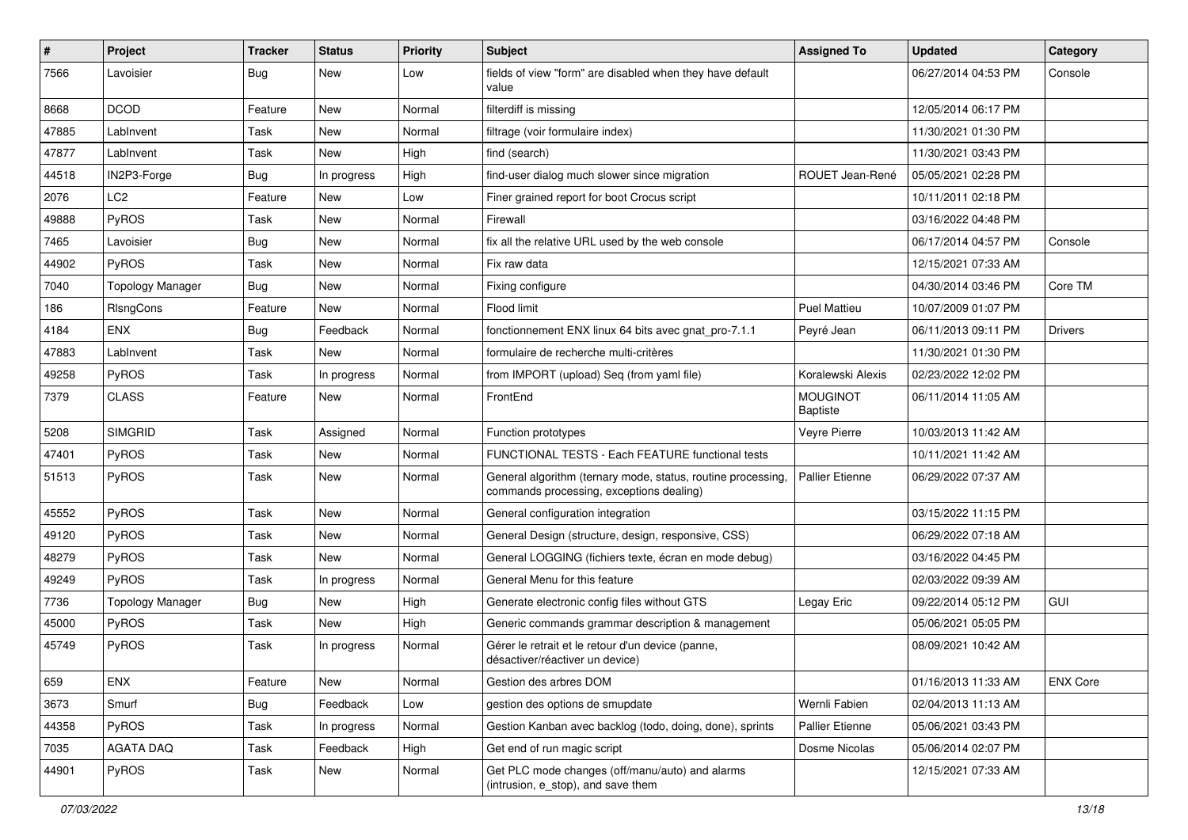| # | Project | Tracker | Status | Priority | Subject | Assigned To | Updated | Category |
|---|---|---|---|---|---|---|---|---|
| 7566 | Lavoisier | Bug | New | Low | fields of view "form" are disabled when they have default value | | 06/27/2014 04:53 PM | Console |
| 8668 | DCOD | Feature | New | Normal | filterdiff is missing | | 12/05/2014 06:17 PM | |
| 47885 | LabInvent | Task | New | Normal | filtrage (voir formulaire index) | | 11/30/2021 01:30 PM | |
| 47877 | LabInvent | Task | New | High | find (search) | | 11/30/2021 03:43 PM | |
| 44518 | IN2P3-Forge | Bug | In progress | High | find-user dialog much slower since migration | ROUET Jean-René | 05/05/2021 02:28 PM | |
| 2076 | LC2 | Feature | New | Low | Finer grained report for boot Crocus script | | 10/11/2011 02:18 PM | |
| 49888 | PyROS | Task | New | Normal | Firewall | | 03/16/2022 04:48 PM | |
| 7465 | Lavoisier | Bug | New | Normal | fix all the relative URL used by the web console | | 06/17/2014 04:57 PM | Console |
| 44902 | PyROS | Task | New | Normal | Fix raw data | | 12/15/2021 07:33 AM | |
| 7040 | Topology Manager | Bug | New | Normal | Fixing configure | | 04/30/2014 03:46 PM | Core TM |
| 186 | RIsngCons | Feature | New | Normal | Flood limit | Puel Mattieu | 10/07/2009 01:07 PM | |
| 4184 | ENX | Bug | Feedback | Normal | fonctionnement ENX linux 64 bits avec gnat_pro-7.1.1 | Peyré Jean | 06/11/2013 09:11 PM | Drivers |
| 47883 | LabInvent | Task | New | Normal | formulaire de recherche multi-critères | | 11/30/2021 01:30 PM | |
| 49258 | PyROS | Task | In progress | Normal | from IMPORT (upload) Seq (from yaml file) | Koralewski Alexis | 02/23/2022 12:02 PM | |
| 7379 | CLASS | Feature | New | Normal | FrontEnd | MOUGINOT Baptiste | 06/11/2014 11:05 AM | |
| 5208 | SIMGRID | Task | Assigned | Normal | Function prototypes | Veyre Pierre | 10/03/2013 11:42 AM | |
| 47401 | PyROS | Task | New | Normal | FUNCTIONAL TESTS - Each FEATURE functional tests | | 10/11/2021 11:42 AM | |
| 51513 | PyROS | Task | New | Normal | General algorithm (ternary mode, status, routine processing, commands processing, exceptions dealing) | Pallier Etienne | 06/29/2022 07:37 AM | |
| 45552 | PyROS | Task | New | Normal | General configuration integration | | 03/15/2022 11:15 PM | |
| 49120 | PyROS | Task | New | Normal | General Design (structure, design, responsive, CSS) | | 06/29/2022 07:18 AM | |
| 48279 | PyROS | Task | New | Normal | General LOGGING (fichiers texte, écran en mode debug) | | 03/16/2022 04:45 PM | |
| 49249 | PyROS | Task | In progress | Normal | General Menu for this feature | | 02/03/2022 09:39 AM | |
| 7736 | Topology Manager | Bug | New | High | Generate electronic config files without GTS | Legay Eric | 09/22/2014 05:12 PM | GUI |
| 45000 | PyROS | Task | New | High | Generic commands grammar description & management | | 05/06/2021 05:05 PM | |
| 45749 | PyROS | Task | In progress | Normal | Gérer le retrait et le retour d'un device (panne, désactiver/réactiver un device) | | 08/09/2021 10:42 AM | |
| 659 | ENX | Feature | New | Normal | Gestion des arbres DOM | | 01/16/2013 11:33 AM | ENX Core |
| 3673 | Smurf | Bug | Feedback | Low | gestion des options de smupdate | Wernli Fabien | 02/04/2013 11:13 AM | |
| 44358 | PyROS | Task | In progress | Normal | Gestion Kanban avec backlog (todo, doing, done), sprints | Pallier Etienne | 05/06/2021 03:43 PM | |
| 7035 | AGATA DAQ | Task | Feedback | High | Get end of run magic script | Dosme Nicolas | 05/06/2014 02:07 PM | |
| 44901 | PyROS | Task | New | Normal | Get PLC mode changes (off/manu/auto) and alarms (intrusion, e_stop), and save them | | 12/15/2021 07:33 AM | |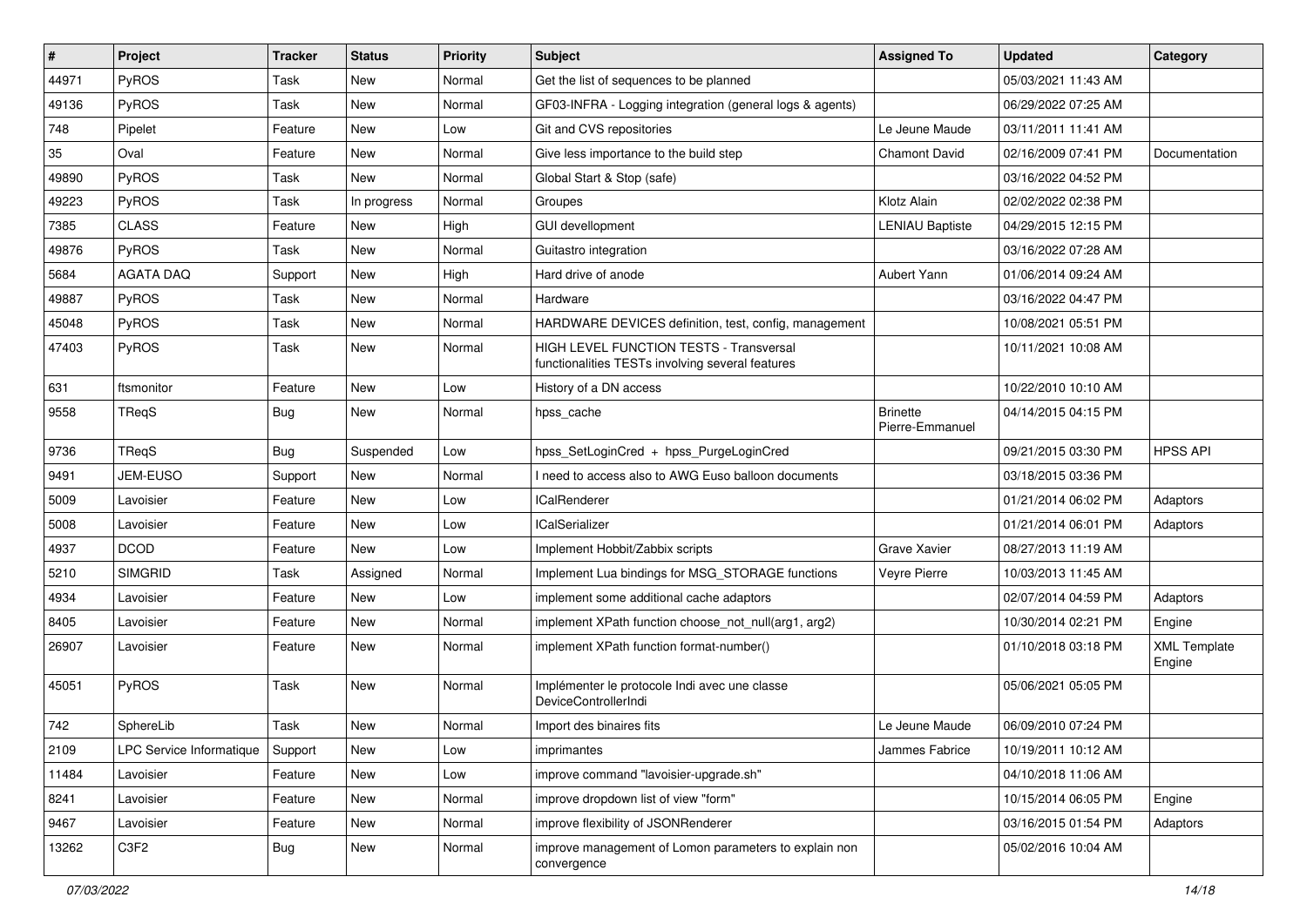| # | Project | Tracker | Status | Priority | Subject | Assigned To | Updated | Category |
|---|---|---|---|---|---|---|---|---|
| 44971 | PyROS | Task | New | Normal | Get the list of sequences to be planned | | 05/03/2021 11:43 AM | |
| 49136 | PyROS | Task | New | Normal | GF03-INFRA - Logging integration (general logs & agents) | | 06/29/2022 07:25 AM | |
| 748 | Pipelet | Feature | New | Low | Git and CVS repositories | Le Jeune Maude | 03/11/2011 11:41 AM | |
| 35 | Oval | Feature | New | Normal | Give less importance to the build step | Chamont David | 02/16/2009 07:41 PM | Documentation |
| 49890 | PyROS | Task | New | Normal | Global Start & Stop (safe) | | 03/16/2022 04:52 PM | |
| 49223 | PyROS | Task | In progress | Normal | Groupes | Klotz Alain | 02/02/2022 02:38 PM | |
| 7385 | CLASS | Feature | New | High | GUI devellopment | LENIAU Baptiste | 04/29/2015 12:15 PM | |
| 49876 | PyROS | Task | New | Normal | Guitastro integration | | 03/16/2022 07:28 AM | |
| 5684 | AGATA DAQ | Support | New | High | Hard drive of anode | Aubert Yann | 01/06/2014 09:24 AM | |
| 49887 | PyROS | Task | New | Normal | Hardware | | 03/16/2022 04:47 PM | |
| 45048 | PyROS | Task | New | Normal | HARDWARE DEVICES definition, test, config, management | | 10/08/2021 05:51 PM | |
| 47403 | PyROS | Task | New | Normal | HIGH LEVEL FUNCTION TESTS - Transversal functionalities TESTs involving several features | | 10/11/2021 10:08 AM | |
| 631 | ftsmonitor | Feature | New | Low | History of a DN access | | 10/22/2010 10:10 AM | |
| 9558 | TReqS | Bug | New | Normal | hpss_cache | Brinette Pierre-Emmanuel | 04/14/2015 04:15 PM | |
| 9736 | TReqS | Bug | Suspended | Low | hpss_SetLoginCred + hpss_PurgeLoginCred | | 09/21/2015 03:30 PM | HPSS API |
| 9491 | JEM-EUSO | Support | New | Normal | I need to access also to AWG Euso balloon documents | | 03/18/2015 03:36 PM | |
| 5009 | Lavoisier | Feature | New | Low | ICalRenderer | | 01/21/2014 06:02 PM | Adaptors |
| 5008 | Lavoisier | Feature | New | Low | ICalSerializer | | 01/21/2014 06:01 PM | Adaptors |
| 4937 | DCOD | Feature | New | Low | Implement Hobbit/Zabbix scripts | Grave Xavier | 08/27/2013 11:19 AM | |
| 5210 | SIMGRID | Task | Assigned | Normal | Implement Lua bindings for MSG_STORAGE functions | Veyre Pierre | 10/03/2013 11:45 AM | |
| 4934 | Lavoisier | Feature | New | Low | implement some additional cache adaptors | | 02/07/2014 04:59 PM | Adaptors |
| 8405 | Lavoisier | Feature | New | Normal | implement XPath function choose_not_null(arg1, arg2) | | 10/30/2014 02:21 PM | Engine |
| 26907 | Lavoisier | Feature | New | Normal | implement XPath function format-number() | | 01/10/2018 03:18 PM | XML Template Engine |
| 45051 | PyROS | Task | New | Normal | Implémenter le protocole Indi avec une classe DeviceControllerIndi | | 05/06/2021 05:05 PM | |
| 742 | SphereLib | Task | New | Normal | Import des binaires fits | Le Jeune Maude | 06/09/2010 07:24 PM | |
| 2109 | LPC Service Informatique | Support | New | Low | imprimantes | Jammes Fabrice | 10/19/2011 10:12 AM | |
| 11484 | Lavoisier | Feature | New | Low | improve command "lavoisier-upgrade.sh" | | 04/10/2018 11:06 AM | |
| 8241 | Lavoisier | Feature | New | Normal | improve dropdown list of view "form" | | 10/15/2014 06:05 PM | Engine |
| 9467 | Lavoisier | Feature | New | Normal | improve flexibility of JSONRenderer | | 03/16/2015 01:54 PM | Adaptors |
| 13262 | C3F2 | Bug | New | Normal | improve management of Lomon parameters to explain non convergence | | 05/02/2016 10:04 AM | |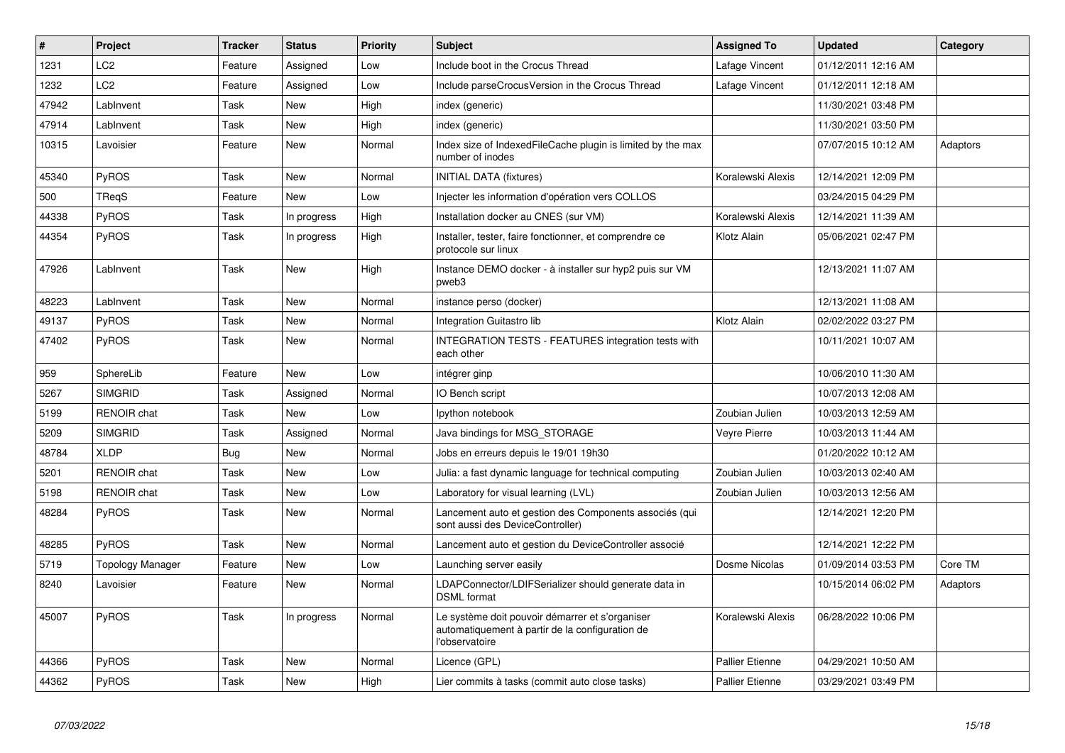| # | Project | Tracker | Status | Priority | Subject | Assigned To | Updated | Category |
|---|---|---|---|---|---|---|---|---|
| 1231 | LC2 | Feature | Assigned | Low | Include boot in the Crocus Thread | Lafage Vincent | 01/12/2011 12:16 AM | |
| 1232 | LC2 | Feature | Assigned | Low | Include parseCrocusVersion in the Crocus Thread | Lafage Vincent | 01/12/2011 12:18 AM | |
| 47942 | LabInvent | Task | New | High | index (generic) | | 11/30/2021 03:48 PM | |
| 47914 | LabInvent | Task | New | High | index (generic) | | 11/30/2021 03:50 PM | |
| 10315 | Lavoisier | Feature | New | Normal | Index size of IndexedFileCache plugin is limited by the max number of inodes | | 07/07/2015 10:12 AM | Adaptors |
| 45340 | PyROS | Task | New | Normal | INITIAL DATA (fixtures) | Koralewski Alexis | 12/14/2021 12:09 PM | |
| 500 | TReqS | Feature | New | Low | Injecter les information d'opération vers COLLOS | | 03/24/2015 04:29 PM | |
| 44338 | PyROS | Task | In progress | High | Installation docker au CNES (sur VM) | Koralewski Alexis | 12/14/2021 11:39 AM | |
| 44354 | PyROS | Task | In progress | High | Installer, tester, faire fonctionner, et comprendre ce protocole sur linux | Klotz Alain | 05/06/2021 02:47 PM | |
| 47926 | LabInvent | Task | New | High | Instance DEMO docker - à installer sur hyp2 puis sur VM pweb3 | | 12/13/2021 11:07 AM | |
| 48223 | LabInvent | Task | New | Normal | instance perso (docker) | | 12/13/2021 11:08 AM | |
| 49137 | PyROS | Task | New | Normal | Integration Guitastro lib | Klotz Alain | 02/02/2022 03:27 PM | |
| 47402 | PyROS | Task | New | Normal | INTEGRATION TESTS - FEATURES integration tests with each other | | 10/11/2021 10:07 AM | |
| 959 | SphereLib | Feature | New | Low | intégrer ginp | | 10/06/2010 11:30 AM | |
| 5267 | SIMGRID | Task | Assigned | Normal | IO Bench script | | 10/07/2013 12:08 AM | |
| 5199 | RENOIR chat | Task | New | Low | Ipython notebook | Zoubian Julien | 10/03/2013 12:59 AM | |
| 5209 | SIMGRID | Task | Assigned | Normal | Java bindings for MSG_STORAGE | Veyre Pierre | 10/03/2013 11:44 AM | |
| 48784 | XLDP | Bug | New | Normal | Jobs en erreurs depuis le 19/01 19h30 | | 01/20/2022 10:12 AM | |
| 5201 | RENOIR chat | Task | New | Low | Julia: a fast dynamic language for technical computing | Zoubian Julien | 10/03/2013 02:40 AM | |
| 5198 | RENOIR chat | Task | New | Low | Laboratory for visual learning (LVL) | Zoubian Julien | 10/03/2013 12:56 AM | |
| 48284 | PyROS | Task | New | Normal | Lancement auto et gestion des Components associés (qui sont aussi des DeviceController) | | 12/14/2021 12:20 PM | |
| 48285 | PyROS | Task | New | Normal | Lancement auto et gestion du DeviceController associé | | 12/14/2021 12:22 PM | |
| 5719 | Topology Manager | Feature | New | Low | Launching server easily | Dosme Nicolas | 01/09/2014 03:53 PM | Core TM |
| 8240 | Lavoisier | Feature | New | Normal | LDAPConnector/LDIFSerializer should generate data in DSML format | | 10/15/2014 06:02 PM | Adaptors |
| 45007 | PyROS | Task | In progress | Normal | Le système doit pouvoir démarrer et s'organiser automatiquement à partir de la configuration de l'observatoire | Koralewski Alexis | 06/28/2022 10:06 PM | |
| 44366 | PyROS | Task | New | Normal | Licence (GPL) | Pallier Etienne | 04/29/2021 10:50 AM | |
| 44362 | PyROS | Task | New | High | Lier commits à tasks (commit auto close tasks) | Pallier Etienne | 03/29/2021 03:49 PM | |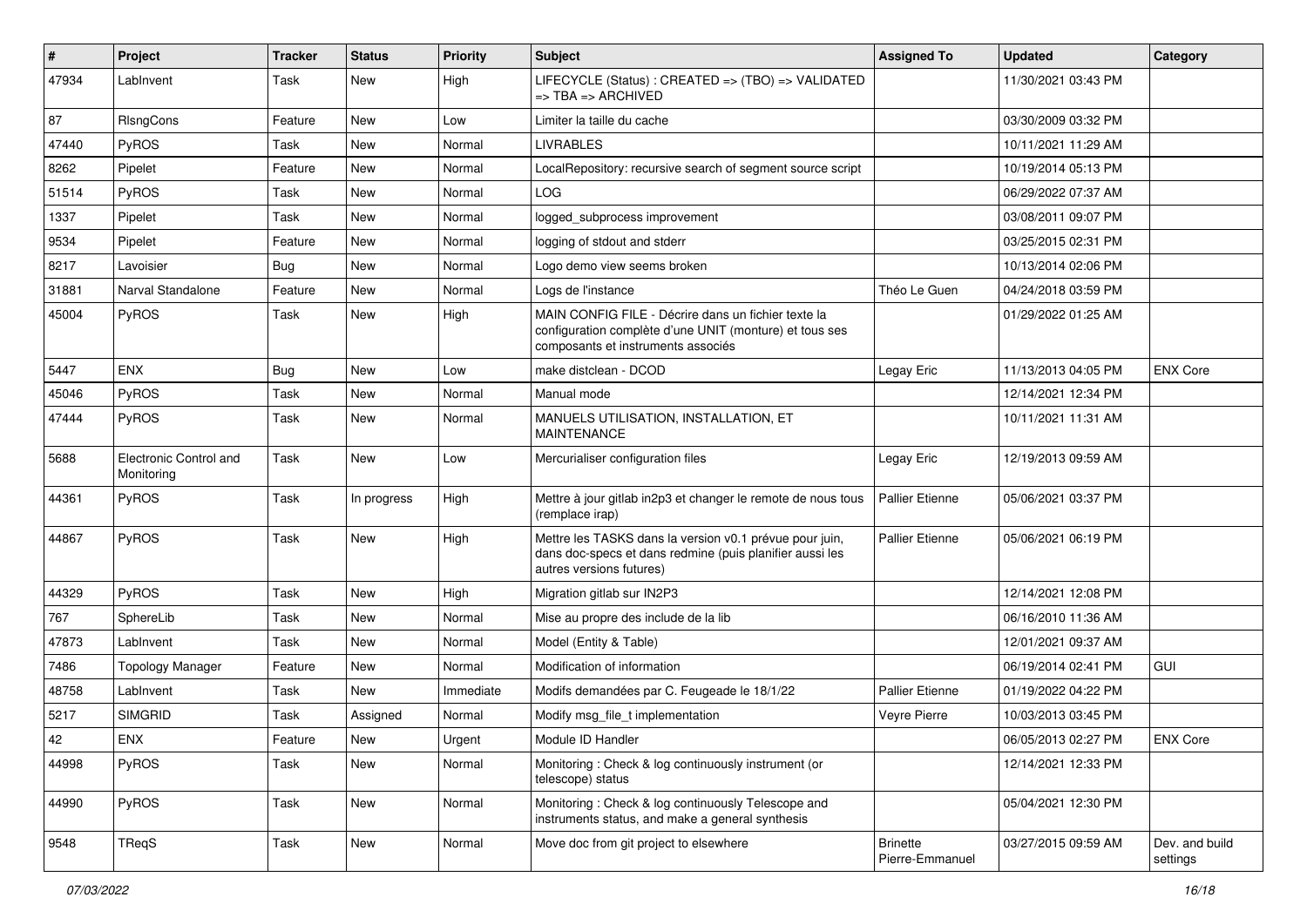| # | Project | Tracker | Status | Priority | Subject | Assigned To | Updated | Category |
|---|---|---|---|---|---|---|---|---|
| 47934 | LabInvent | Task | New | High | LIFECYCLE (Status) : CREATED => (TBO) => VALIDATED => TBA => ARCHIVED | | 11/30/2021 03:43 PM | |
| 87 | RlsngCons | Feature | New | Low | Limiter la taille du cache | | 03/30/2009 03:32 PM | |
| 47440 | PyROS | Task | New | Normal | LIVRABLES | | 10/11/2021 11:29 AM | |
| 8262 | Pipelet | Feature | New | Normal | LocalRepository: recursive search of segment source script | | 10/19/2014 05:13 PM | |
| 51514 | PyROS | Task | New | Normal | LOG | | 06/29/2022 07:37 AM | |
| 1337 | Pipelet | Task | New | Normal | logged_subprocess improvement | | 03/08/2011 09:07 PM | |
| 9534 | Pipelet | Feature | New | Normal | logging of stdout and stderr | | 03/25/2015 02:31 PM | |
| 8217 | Lavoisier | Bug | New | Normal | Logo demo view seems broken | | 10/13/2014 02:06 PM | |
| 31881 | Narval Standalone | Feature | New | Normal | Logs de l'instance | Théo Le Guen | 04/24/2018 03:59 PM | |
| 45004 | PyROS | Task | New | High | MAIN CONFIG FILE - Décrire dans un fichier texte la configuration complète d'une UNIT (monture) et tous ses composants et instruments associés | | 01/29/2022 01:25 AM | |
| 5447 | ENX | Bug | New | Low | make distclean - DCOD | Legay Eric | 11/13/2013 04:05 PM | ENX Core |
| 45046 | PyROS | Task | New | Normal | Manual mode | | 12/14/2021 12:34 PM | |
| 47444 | PyROS | Task | New | Normal | MANUELS UTILISATION, INSTALLATION, ET MAINTENANCE | | 10/11/2021 11:31 AM | |
| 5688 | Electronic Control and Monitoring | Task | New | Low | Mercurialiser configuration files | Legay Eric | 12/19/2013 09:59 AM | |
| 44361 | PyROS | Task | In progress | High | Mettre à jour gitlab in2p3 et changer le remote de nous tous (remplace irap) | Pallier Etienne | 05/06/2021 03:37 PM | |
| 44867 | PyROS | Task | New | High | Mettre les TASKS dans la version v0.1 prévue pour juin, dans doc-specs et dans redmine (puis planifier aussi les autres versions futures) | Pallier Etienne | 05/06/2021 06:19 PM | |
| 44329 | PyROS | Task | New | High | Migration gitlab sur IN2P3 | | 12/14/2021 12:08 PM | |
| 767 | SphereLib | Task | New | Normal | Mise au propre des include de la lib | | 06/16/2010 11:36 AM | |
| 47873 | LabInvent | Task | New | Normal | Model (Entity & Table) | | 12/01/2021 09:37 AM | |
| 7486 | Topology Manager | Feature | New | Normal | Modification of information | | 06/19/2014 02:41 PM | GUI |
| 48758 | LabInvent | Task | New | Immediate | Modifs demandées par C. Feugeade le 18/1/22 | Pallier Etienne | 01/19/2022 04:22 PM | |
| 5217 | SIMGRID | Task | Assigned | Normal | Modify msg_file_t implementation | Veyre Pierre | 10/03/2013 03:45 PM | |
| 42 | ENX | Feature | New | Urgent | Module ID Handler | | 06/05/2013 02:27 PM | ENX Core |
| 44998 | PyROS | Task | New | Normal | Monitoring : Check & log continuously instrument (or telescope) status | | 12/14/2021 12:33 PM | |
| 44990 | PyROS | Task | New | Normal | Monitoring : Check & log continuously Telescope and instruments status, and make a general synthesis | | 05/04/2021 12:30 PM | |
| 9548 | TReqS | Task | New | Normal | Move doc from git project to elsewhere | Brinette Pierre-Emmanuel | 03/27/2015 09:59 AM | Dev. and build settings |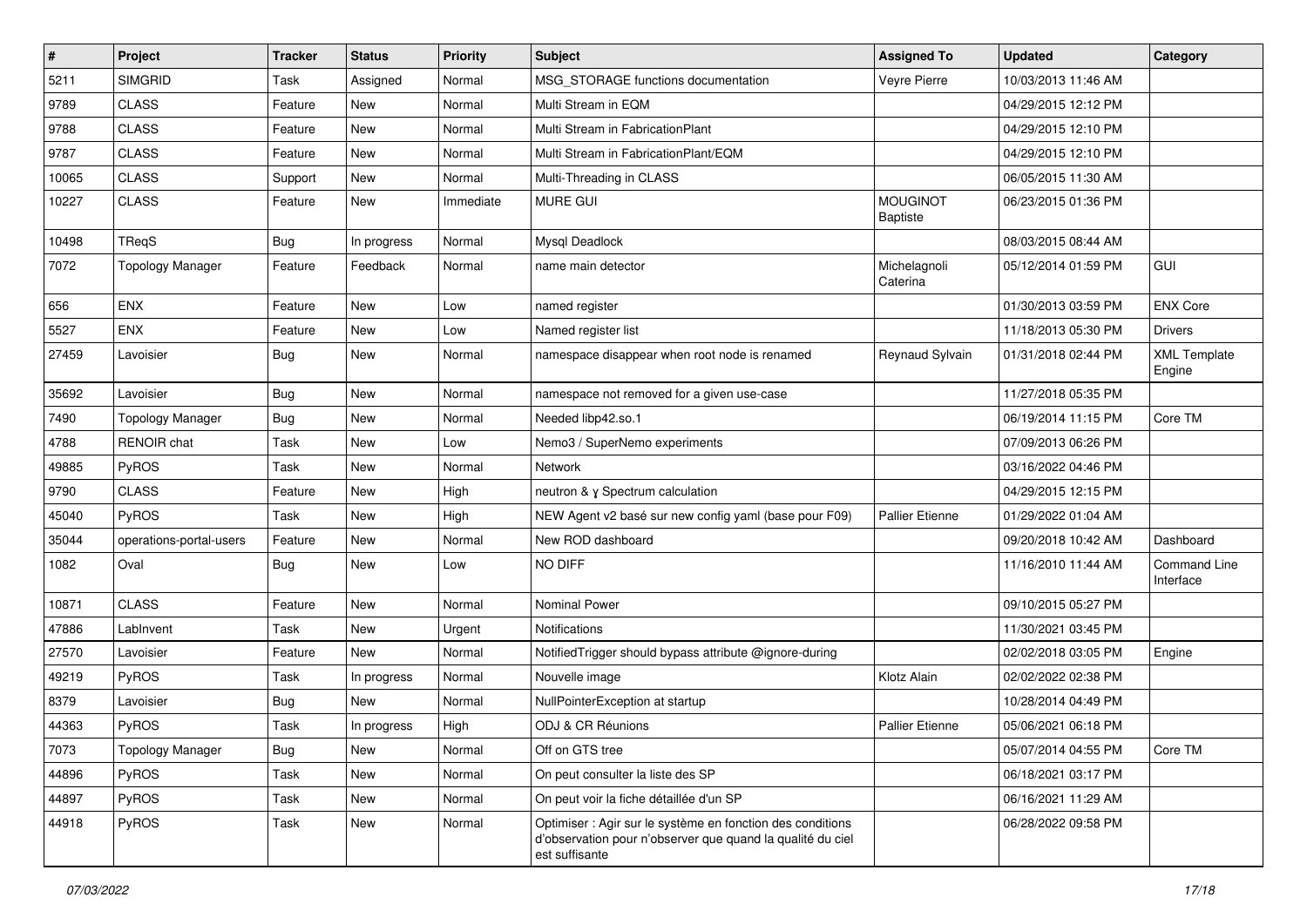| # | Project | Tracker | Status | Priority | Subject | Assigned To | Updated | Category |
|---|---|---|---|---|---|---|---|---|
| 5211 | SIMGRID | Task | Assigned | Normal | MSG_STORAGE functions documentation | Veyre Pierre | 10/03/2013 11:46 AM | |
| 9789 | CLASS | Feature | New | Normal | Multi Stream in EQM | | 04/29/2015 12:12 PM | |
| 9788 | CLASS | Feature | New | Normal | Multi Stream in FabricationPlant | | 04/29/2015 12:10 PM | |
| 9787 | CLASS | Feature | New | Normal | Multi Stream in FabricationPlant/EQM | | 04/29/2015 12:10 PM | |
| 10065 | CLASS | Support | New | Normal | Multi-Threading in CLASS | | 06/05/2015 11:30 AM | |
| 10227 | CLASS | Feature | New | Immediate | MURE GUI | MOUGINOT Baptiste | 06/23/2015 01:36 PM | |
| 10498 | TReqS | Bug | In progress | Normal | Mysql Deadlock | | 08/03/2015 08:44 AM | |
| 7072 | Topology Manager | Feature | Feedback | Normal | name main detector | Michelagnoli Caterina | 05/12/2014 01:59 PM | GUI |
| 656 | ENX | Feature | New | Low | named register | | 01/30/2013 03:59 PM | ENX Core |
| 5527 | ENX | Feature | New | Low | Named register list | | 11/18/2013 05:30 PM | Drivers |
| 27459 | Lavoisier | Bug | New | Normal | namespace disappear when root node is renamed | Reynaud Sylvain | 01/31/2018 02:44 PM | XML Template Engine |
| 35692 | Lavoisier | Bug | New | Normal | namespace not removed for a given use-case | | 11/27/2018 05:35 PM | |
| 7490 | Topology Manager | Bug | New | Normal | Needed libp42.so.1 | | 06/19/2014 11:15 PM | Core TM |
| 4788 | RENOIR chat | Task | New | Low | Nemo3 / SuperNemo experiments | | 07/09/2013 06:26 PM | |
| 49885 | PyROS | Task | New | Normal | Network | | 03/16/2022 04:46 PM | |
| 9790 | CLASS | Feature | New | High | neutron & γ Spectrum calculation | | 04/29/2015 12:15 PM | |
| 45040 | PyROS | Task | New | High | NEW Agent v2 basé sur new config yaml (base pour F09) | Pallier Etienne | 01/29/2022 01:04 AM | |
| 35044 | operations-portal-users | Feature | New | Normal | New ROD dashboard | | 09/20/2018 10:42 AM | Dashboard |
| 1082 | Oval | Bug | New | Low | NO DIFF | | 11/16/2010 11:44 AM | Command Line Interface |
| 10871 | CLASS | Feature | New | Normal | Nominal Power | | 09/10/2015 05:27 PM | |
| 47886 | LabInvent | Task | New | Urgent | Notifications | | 11/30/2021 03:45 PM | |
| 27570 | Lavoisier | Feature | New | Normal | NotifiedTrigger should bypass attribute @ignore-during | | 02/02/2018 03:05 PM | Engine |
| 49219 | PyROS | Task | In progress | Normal | Nouvelle image | Klotz Alain | 02/02/2022 02:38 PM | |
| 8379 | Lavoisier | Bug | New | Normal | NullPointerException at startup | | 10/28/2014 04:49 PM | |
| 44363 | PyROS | Task | In progress | High | ODJ & CR Réunions | Pallier Etienne | 05/06/2021 06:18 PM | |
| 7073 | Topology Manager | Bug | New | Normal | Off on GTS tree | | 05/07/2014 04:55 PM | Core TM |
| 44896 | PyROS | Task | New | Normal | On peut consulter la liste des SP | | 06/18/2021 03:17 PM | |
| 44897 | PyROS | Task | New | Normal | On peut voir la fiche détaillée d'un SP | | 06/16/2021 11:29 AM | |
| 44918 | PyROS | Task | New | Normal | Optimiser : Agir sur le système en fonction des conditions d'observation pour n'observer que quand la qualité du ciel est suffisante | | 06/28/2022 09:58 PM | |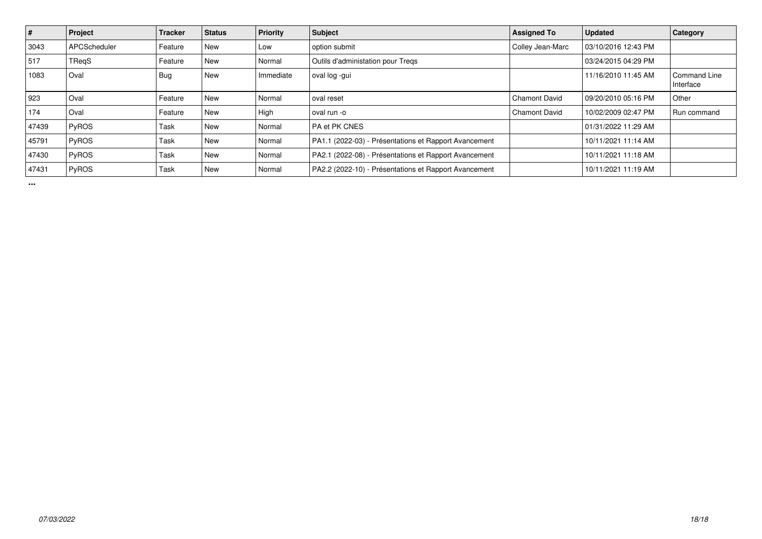| # | Project | Tracker | Status | Priority | Subject | Assigned To | Updated | Category |
|---|---|---|---|---|---|---|---|---|
| 3043 | APCScheduler | Feature | New | Low | option submit | Colley Jean-Marc | 03/10/2016 12:43 PM | |
| 517 | TReqS | Feature | New | Normal | Outils d'administation pour Treqs | | 03/24/2015 04:29 PM | |
| 1083 | Oval | Bug | New | Immediate | oval log -gui | | 11/16/2010 11:45 AM | Command Line Interface |
| 923 | Oval | Feature | New | Normal | oval reset | Chamont David | 09/20/2010 05:16 PM | Other |
| 174 | Oval | Feature | New | High | oval run -o | Chamont David | 10/02/2009 02:47 PM | Run command |
| 47439 | PyROS | Task | New | Normal | PA et PK CNES | | 01/31/2022 11:29 AM | |
| 45791 | PyROS | Task | New | Normal | PA1.1 (2022-03) - Présentations et Rapport Avancement | | 10/11/2021 11:14 AM | |
| 47430 | PyROS | Task | New | Normal | PA2.1 (2022-08) - Présentations et Rapport Avancement | | 10/11/2021 11:18 AM | |
| 47431 | PyROS | Task | New | Normal | PA2.2 (2022-10) - Présentations et Rapport Avancement | | 10/11/2021 11:19 AM | |

...